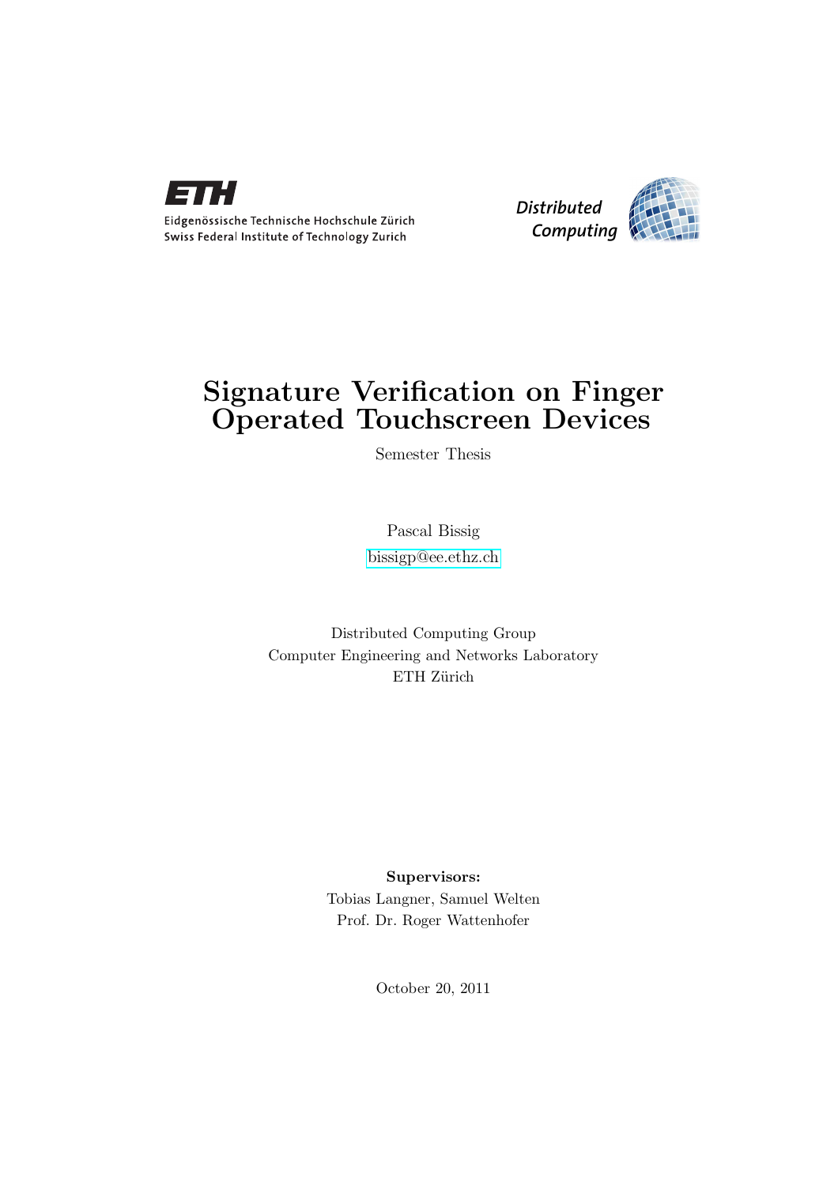Eidgenössische Technische Hochschule Zürich
Swiss Federal Institute of Technology Zurich

Distributed Computing

# Signature Verification on Finger Operated Touchscreen Devices

Semester Thesis

Pascal Bissig

bissigp@ee.ethz.ch

Distributed Computing Group
Computer Engineering and Networks Laboratory
ETH Zürich

**Supervisors:**
Tobias Langner, Samuel Welten
Prof. Dr. Roger Wattenhofer

October 20, 2011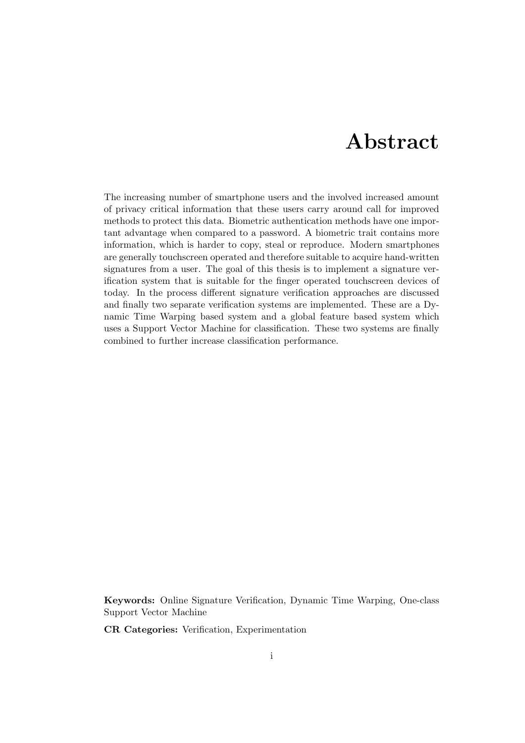# Abstract

The increasing number of smartphone users and the involved increased amount of privacy critical information that these users carry around call for improved methods to protect this data. Biometric authentication methods have one important advantage when compared to a password. A biometric trait contains more information, which is harder to copy, steal or reproduce. Modern smartphones are generally touchscreen operated and therefore suitable to acquire hand-written signatures from a user. The goal of this thesis is to implement a signature verification system that is suitable for the finger operated touchscreen devices of today. In the process different signature verification approaches are discussed and finally two separate verification systems are implemented. These are a Dynamic Time Warping based system and a global feature based system which uses a Support Vector Machine for classification. These two systems are finally combined to further increase classification performance.

**Keywords:** Online Signature Verification, Dynamic Time Warping, One-class Support Vector Machine

**CR Categories:** Verification, Experimentation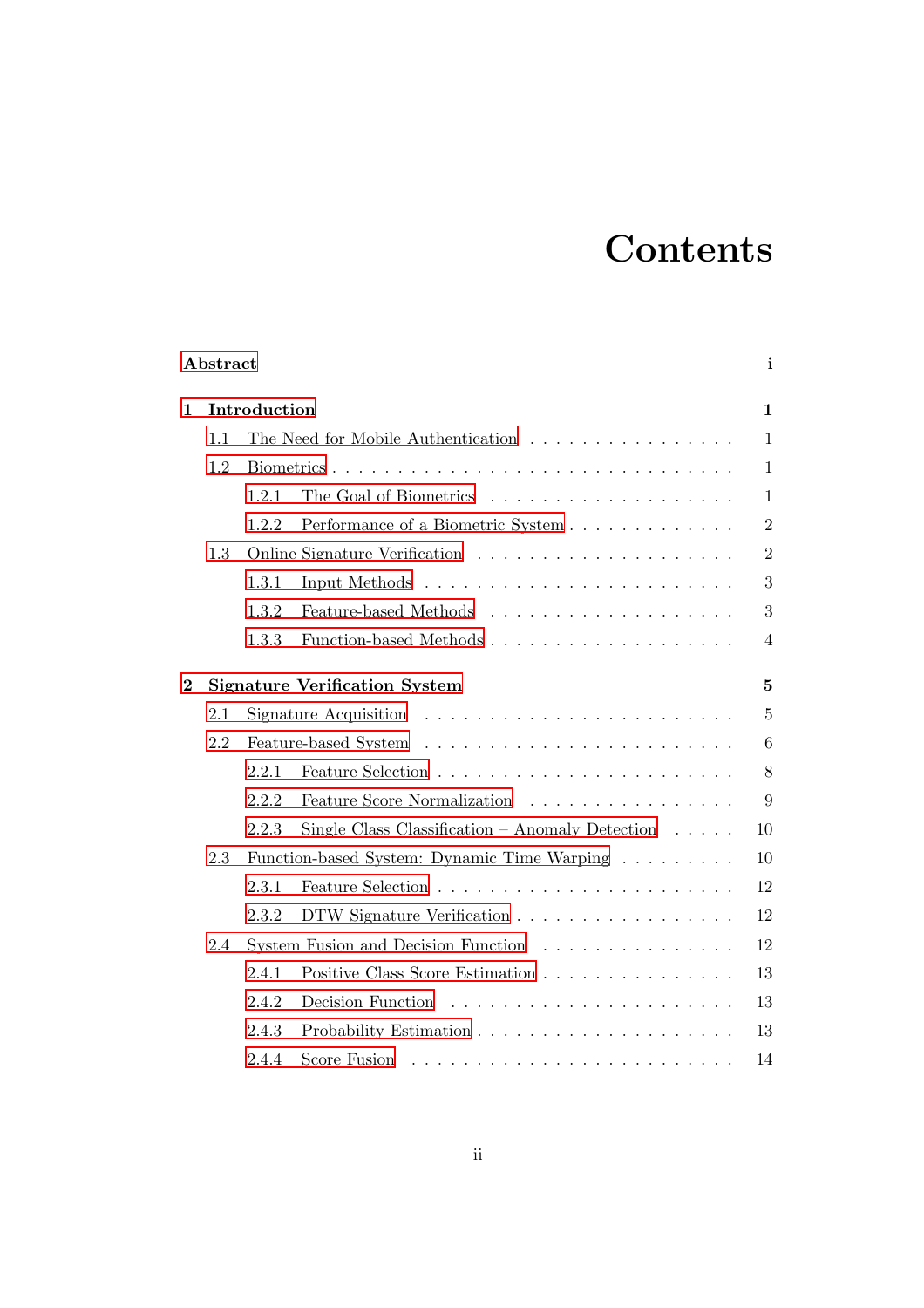# Contents

**Abstract** **i**

**1 Introduction** **1**

- 1.1 The Need for Mobile Authentication . . . . . . . . . . . . . . . . 1
- 1.2 Biometrics . . . . . . . . . . . . . . . . . . . . . . . . . . . . 1
  - 1.2.1 The Goal of Biometrics . . . . . . . . . . . . . . . . . . 1
  - 1.2.2 Performance of a Biometric System . . . . . . . . . . . . . 2
- 1.3 Online Signature Verification . . . . . . . . . . . . . . . . . . . 2
  - 1.3.1 Input Methods . . . . . . . . . . . . . . . . . . . . . . 3
  - 1.3.2 Feature-based Methods . . . . . . . . . . . . . . . . . . 3
  - 1.3.3 Function-based Methods . . . . . . . . . . . . . . . . . . 4

**2 Signature Verification System** **5**

- 2.1 Signature Acquisition . . . . . . . . . . . . . . . . . . . . . . 5
- 2.2 Feature-based System . . . . . . . . . . . . . . . . . . . . . . 6
  - 2.2.1 Feature Selection . . . . . . . . . . . . . . . . . . . . . 8
  - 2.2.2 Feature Score Normalization . . . . . . . . . . . . . . . . 9
  - 2.2.3 Single Class Classification – Anomaly Detection . . . . . 10
- 2.3 Function-based System: Dynamic Time Warping . . . . . . . . . 10
  - 2.3.1 Feature Selection . . . . . . . . . . . . . . . . . . . . . 12
  - 2.3.2 DTW Signature Verification . . . . . . . . . . . . . . . . 12
- 2.4 System Fusion and Decision Function . . . . . . . . . . . . . . . 12
  - 2.4.1 Positive Class Score Estimation . . . . . . . . . . . . . . 13
  - 2.4.2 Decision Function . . . . . . . . . . . . . . . . . . . . . 13
  - 2.4.3 Probability Estimation . . . . . . . . . . . . . . . . . . . 13
  - 2.4.4 Score Fusion . . . . . . . . . . . . . . . . . . . . . . . 14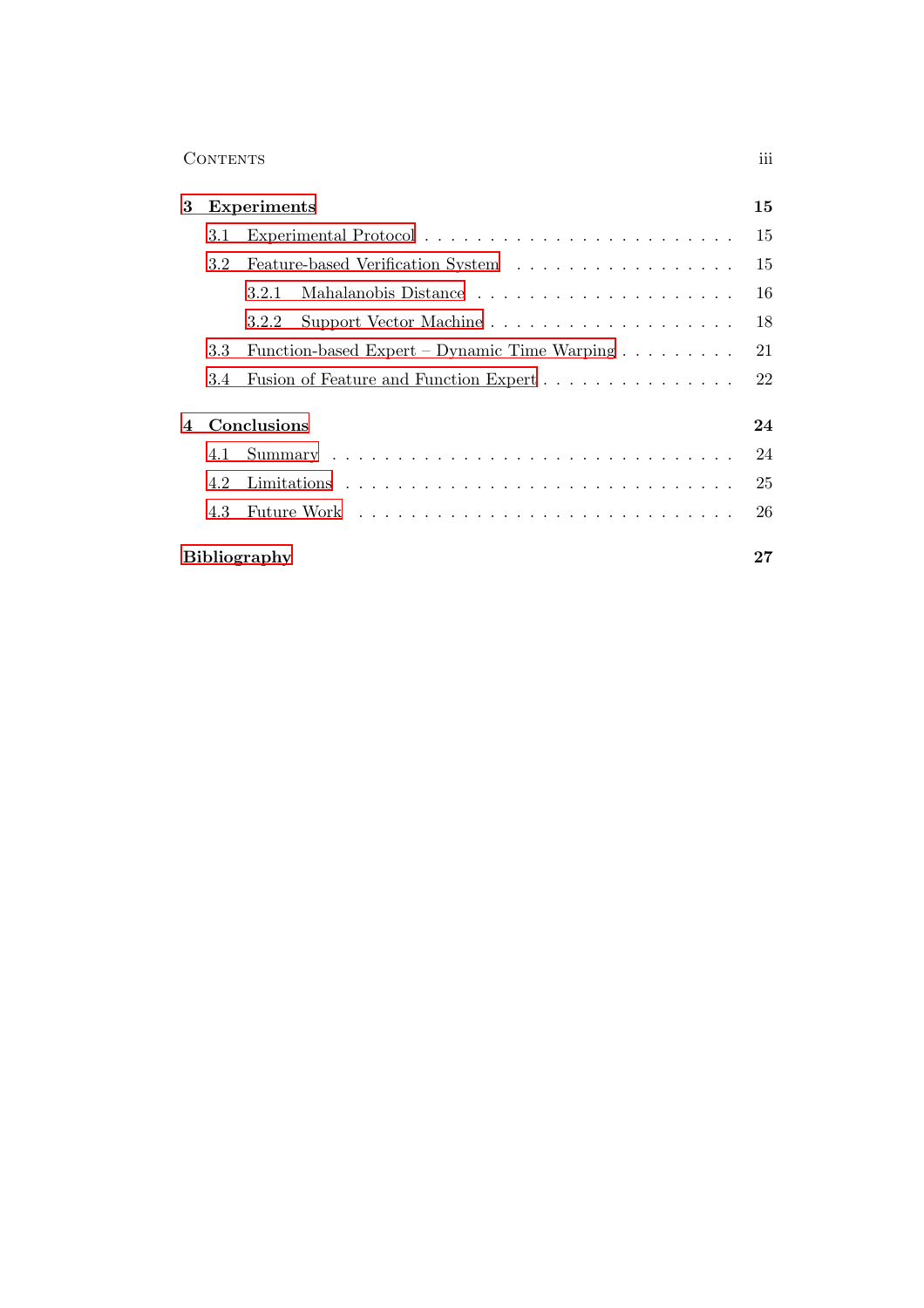**3 Experiments** 15

- 3.1 Experimental Protocol . . . 15
- 3.2 Feature-based Verification System . . . 15
  - 3.2.1 Mahalanobis Distance . . . 16
  - 3.2.2 Support Vector Machine . . . 18
- 3.3 Function-based Expert – Dynamic Time Warping . . . 21
- 3.4 Fusion of Feature and Function Expert . . . 22

**4 Conclusions** 24

- 4.1 Summary . . . 24
- 4.2 Limitations . . . 25
- 4.3 Future Work . . . 26

**Bibliography** 27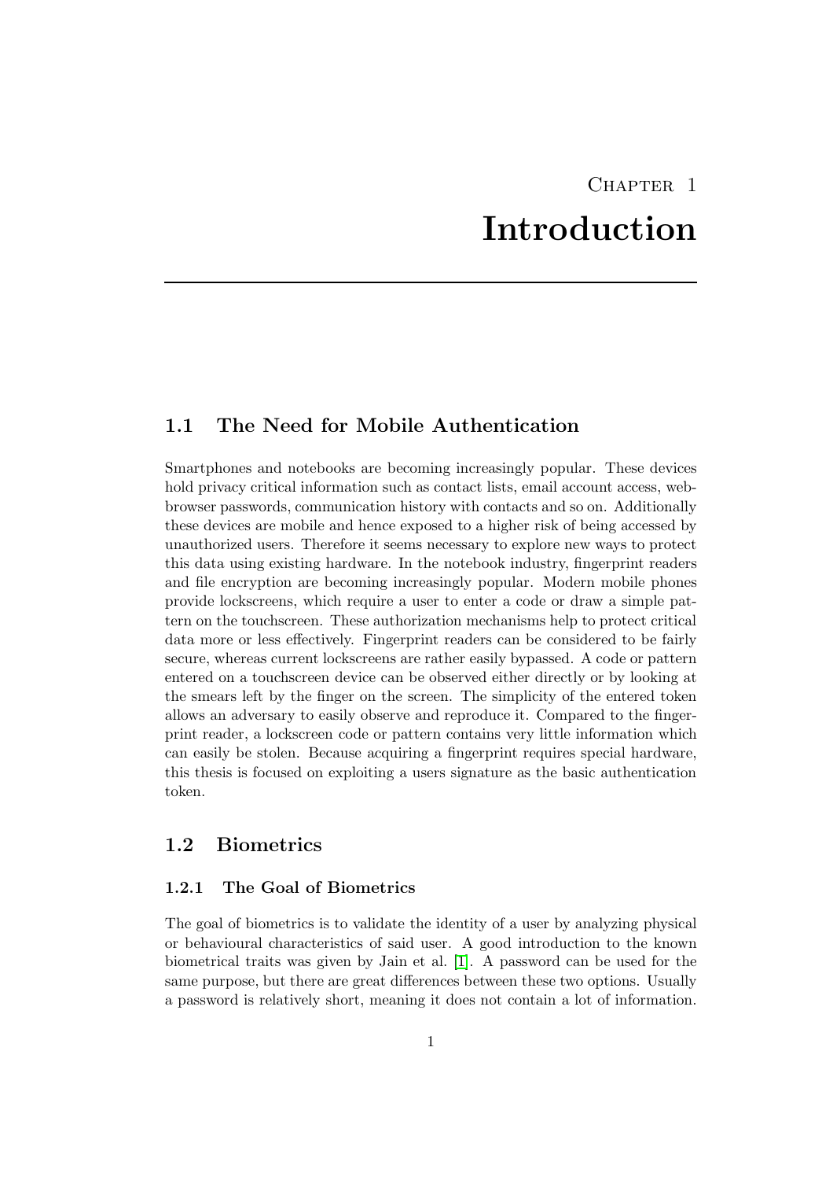# Chapter 1
# Introduction

## 1.1 The Need for Mobile Authentication

Smartphones and notebooks are becoming increasingly popular. These devices hold privacy critical information such as contact lists, email account access, webbrowser passwords, communication history with contacts and so on. Additionally these devices are mobile and hence exposed to a higher risk of being accessed by unauthorized users. Therefore it seems necessary to explore new ways to protect this data using existing hardware. In the notebook industry, fingerprint readers and file encryption are becoming increasingly popular. Modern mobile phones provide lockscreens, which require a user to enter a code or draw a simple pattern on the touchscreen. These authorization mechanisms help to protect critical data more or less effectively. Fingerprint readers can be considered to be fairly secure, whereas current lockscreens are rather easily bypassed. A code or pattern entered on a touchscreen device can be observed either directly or by looking at the smears left by the finger on the screen. The simplicity of the entered token allows an adversary to easily observe and reproduce it. Compared to the fingerprint reader, a lockscreen code or pattern contains very little information which can easily be stolen. Because acquiring a fingerprint requires special hardware, this thesis is focused on exploiting a users signature as the basic authentication token.

## 1.2 Biometrics

### 1.2.1 The Goal of Biometrics

The goal of biometrics is to validate the identity of a user by analyzing physical or behavioural characteristics of said user. A good introduction to the known biometrical traits was given by Jain et al. [1]. A password can be used for the same purpose, but there are great differences between these two options. Usually a password is relatively short, meaning it does not contain a lot of information.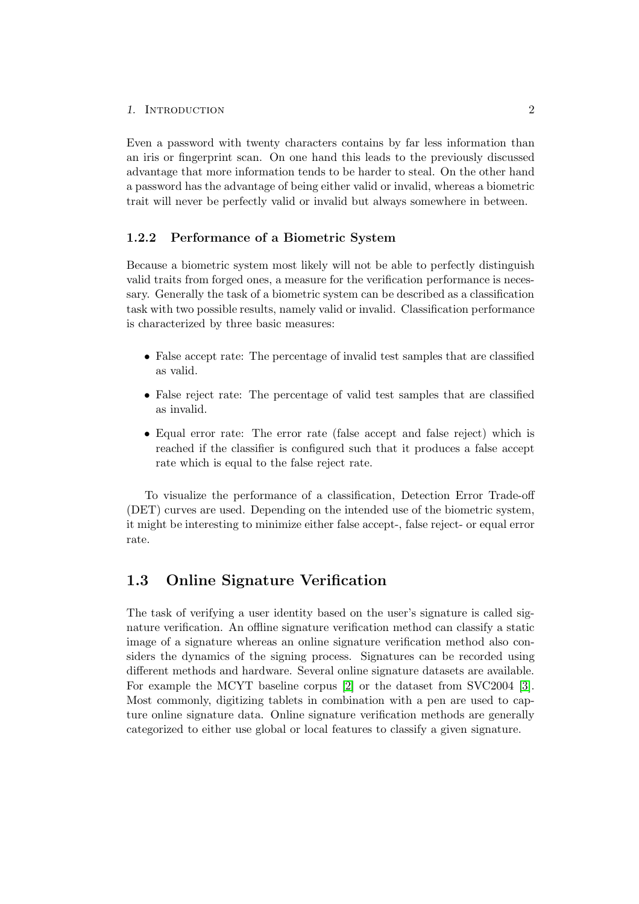Even a password with twenty characters contains by far less information than an iris or fingerprint scan. On one hand this leads to the previously discussed advantage that more information tends to be harder to steal. On the other hand a password has the advantage of being either valid or invalid, whereas a biometric trait will never be perfectly valid or invalid but always somewhere in between.

### 1.2.2 Performance of a Biometric System

Because a biometric system most likely will not be able to perfectly distinguish valid traits from forged ones, a measure for the verification performance is necessary. Generally the task of a biometric system can be described as a classification task with two possible results, namely valid or invalid. Classification performance is characterized by three basic measures:

- False accept rate: The percentage of invalid test samples that are classified as valid.
- False reject rate: The percentage of valid test samples that are classified as invalid.
- Equal error rate: The error rate (false accept and false reject) which is reached if the classifier is configured such that it produces a false accept rate which is equal to the false reject rate.

To visualize the performance of a classification, Detection Error Trade-off (DET) curves are used. Depending on the intended use of the biometric system, it might be interesting to minimize either false accept-, false reject- or equal error rate.

## 1.3 Online Signature Verification

The task of verifying a user identity based on the user's signature is called signature verification. An offline signature verification method can classify a static image of a signature whereas an online signature verification method also considers the dynamics of the signing process. Signatures can be recorded using different methods and hardware. Several online signature datasets are available. For example the MCYT baseline corpus [2] or the dataset from SVC2004 [3]. Most commonly, digitizing tablets in combination with a pen are used to capture online signature data. Online signature verification methods are generally categorized to either use global or local features to classify a given signature.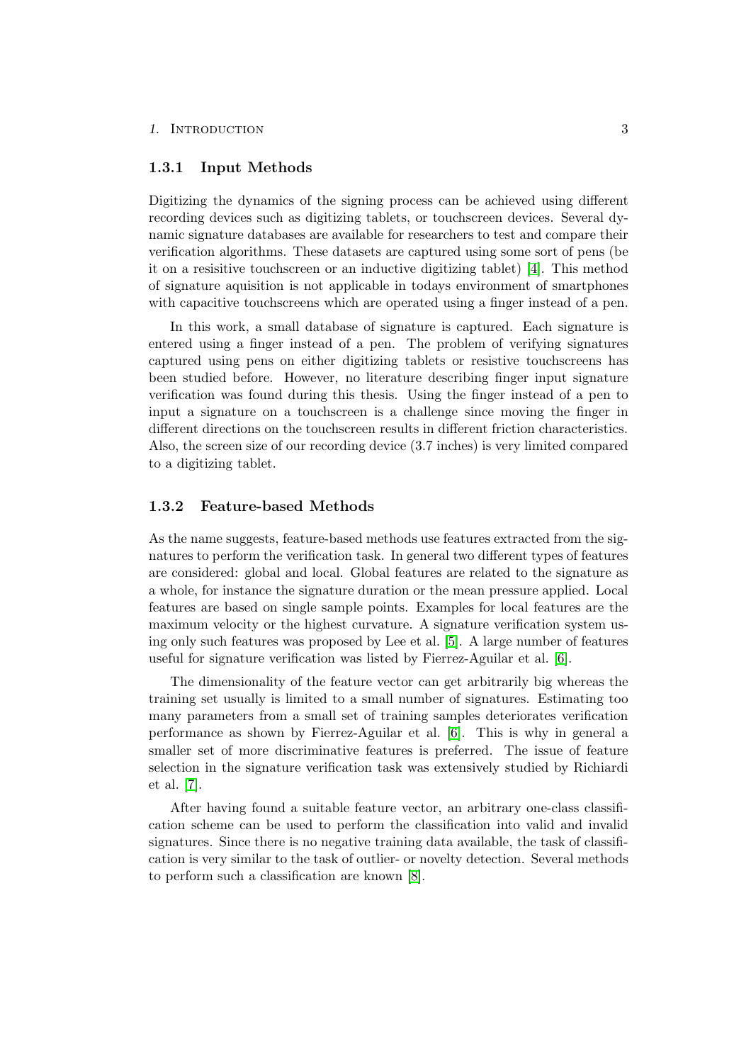### 1.3.1 Input Methods

Digitizing the dynamics of the signing process can be achieved using different recording devices such as digitizing tablets, or touchscreen devices. Several dynamic signature databases are available for researchers to test and compare their verification algorithms. These datasets are captured using some sort of pens (be it on a resisitive touchscreen or an inductive digitizing tablet) [4]. This method of signature aquisition is not applicable in todays environment of smartphones with capacitive touchscreens which are operated using a finger instead of a pen.

In this work, a small database of signature is captured. Each signature is entered using a finger instead of a pen. The problem of verifying signatures captured using pens on either digitizing tablets or resistive touchscreens has been studied before. However, no literature describing finger input signature verification was found during this thesis. Using the finger instead of a pen to input a signature on a touchscreen is a challenge since moving the finger in different directions on the touchscreen results in different friction characteristics. Also, the screen size of our recording device (3.7 inches) is very limited compared to a digitizing tablet.

### 1.3.2 Feature-based Methods

As the name suggests, feature-based methods use features extracted from the signatures to perform the verification task. In general two different types of features are considered: global and local. Global features are related to the signature as a whole, for instance the signature duration or the mean pressure applied. Local features are based on single sample points. Examples for local features are the maximum velocity or the highest curvature. A signature verification system using only such features was proposed by Lee et al. [5]. A large number of features useful for signature verification was listed by Fierrez-Aguilar et al. [6].

The dimensionality of the feature vector can get arbitrarily big whereas the training set usually is limited to a small number of signatures. Estimating too many parameters from a small set of training samples deteriorates verification performance as shown by Fierrez-Aguilar et al. [6]. This is why in general a smaller set of more discriminative features is preferred. The issue of feature selection in the signature verification task was extensively studied by Richiardi et al. [7].

After having found a suitable feature vector, an arbitrary one-class classification scheme can be used to perform the classification into valid and invalid signatures. Since there is no negative training data available, the task of classification is very similar to the task of outlier- or novelty detection. Several methods to perform such a classification are known [8].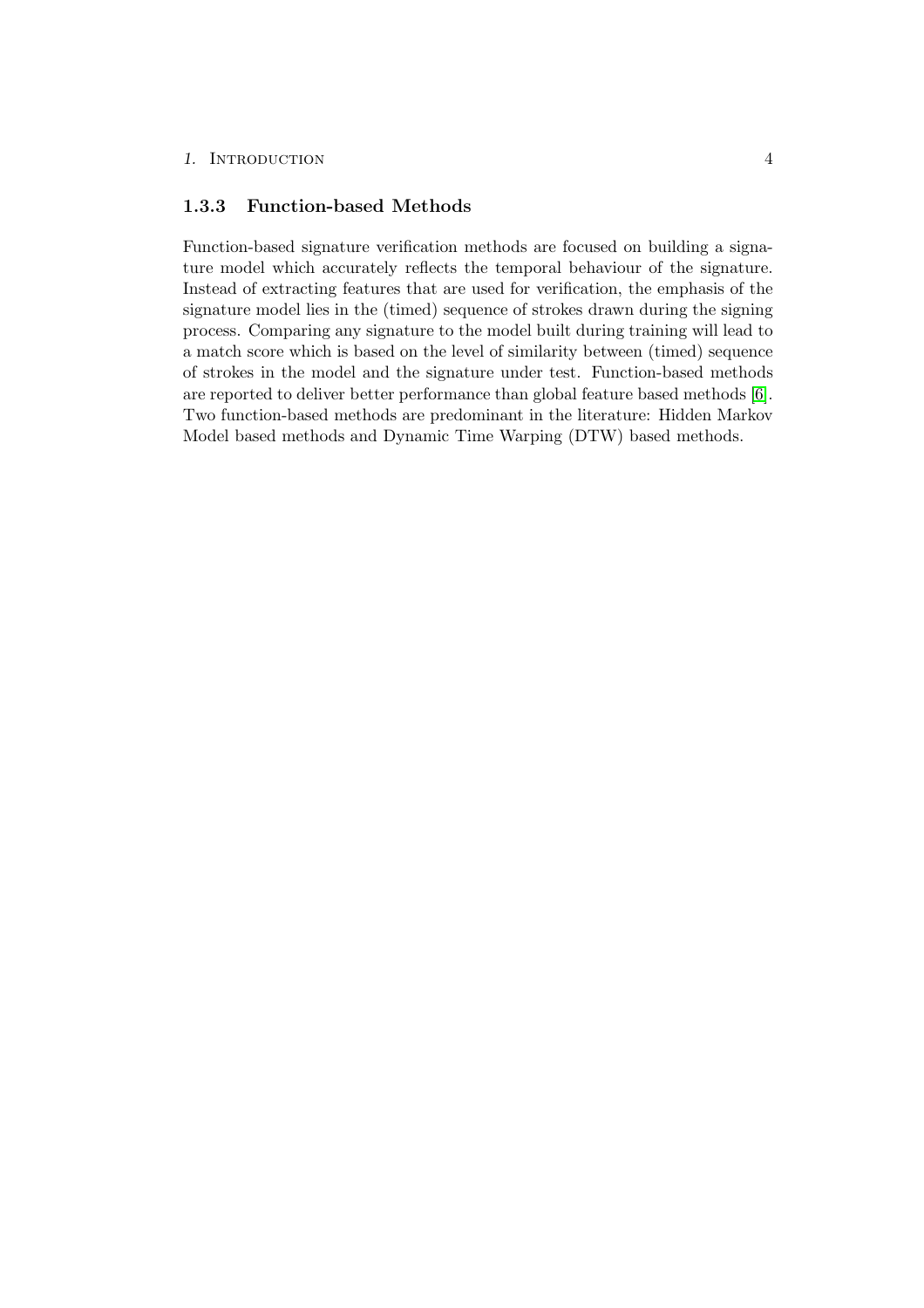### 1.3.3 Function-based Methods

Function-based signature verification methods are focused on building a signature model which accurately reflects the temporal behaviour of the signature. Instead of extracting features that are used for verification, the emphasis of the signature model lies in the (timed) sequence of strokes drawn during the signing process. Comparing any signature to the model built during training will lead to a match score which is based on the level of similarity between (timed) sequence of strokes in the model and the signature under test. Function-based methods are reported to deliver better performance than global feature based methods [6]. Two function-based methods are predominant in the literature: Hidden Markov Model based methods and Dynamic Time Warping (DTW) based methods.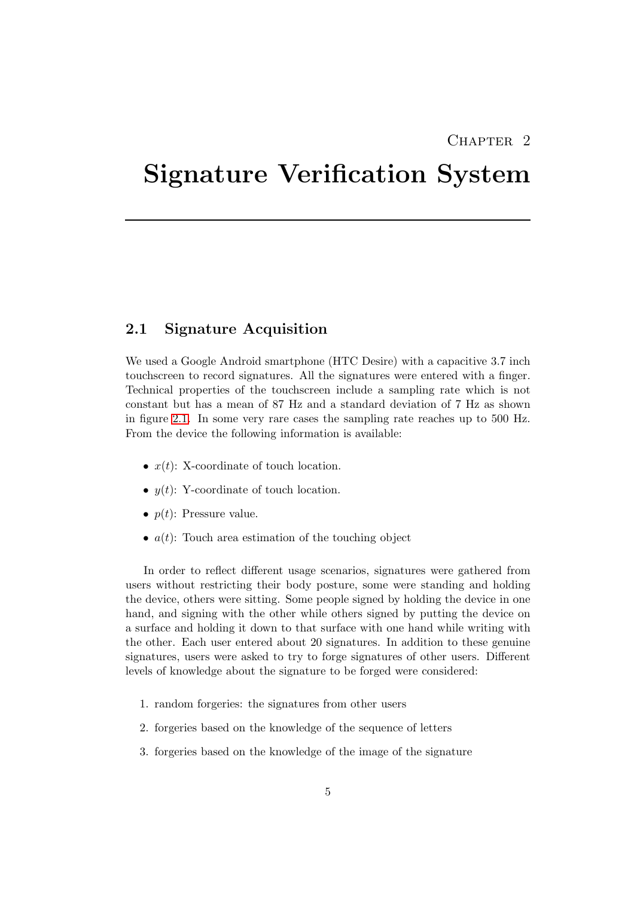# Chapter 2

# Signature Verification System

## 2.1 Signature Acquisition

We used a Google Android smartphone (HTC Desire) with a capacitive 3.7 inch touchscreen to record signatures. All the signatures were entered with a finger. Technical properties of the touchscreen include a sampling rate which is not constant but has a mean of 87 Hz and a standard deviation of 7 Hz as shown in figure 2.1. In some very rare cases the sampling rate reaches up to 500 Hz. From the device the following information is available:

- $x(t)$: X-coordinate of touch location.
- $y(t)$: Y-coordinate of touch location.
- $p(t)$: Pressure value.
- $a(t)$: Touch area estimation of the touching object

In order to reflect different usage scenarios, signatures were gathered from users without restricting their body posture, some were standing and holding the device, others were sitting. Some people signed by holding the device in one hand, and signing with the other while others signed by putting the device on a surface and holding it down to that surface with one hand while writing with the other. Each user entered about 20 signatures. In addition to these genuine signatures, users were asked to try to forge signatures of other users. Different levels of knowledge about the signature to be forged were considered:

1. random forgeries: the signatures from other users
2. forgeries based on the knowledge of the sequence of letters
3. forgeries based on the knowledge of the image of the signature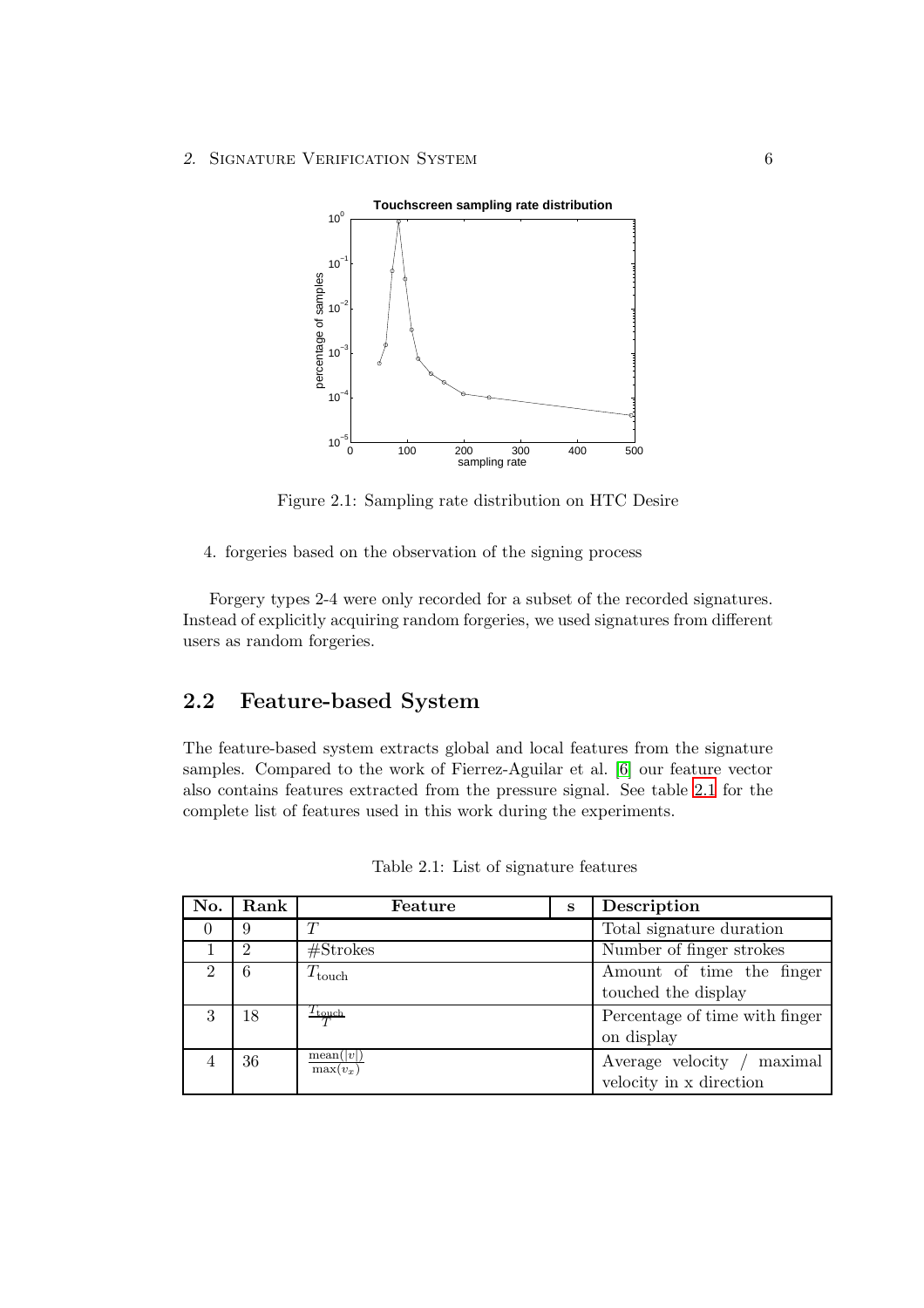Figure 2.1: Sampling rate distribution on HTC Desire

4. forgeries based on the observation of the signing process

Forgery types 2-4 were only recorded for a subset of the recorded signatures. Instead of explicitly acquiring random forgeries, we used signatures from different users as random forgeries.

## 2.2 Feature-based System

The feature-based system extracts global and local features from the signature samples. Compared to the work of Fierrez-Aguilar et al. [6] our feature vector also contains features extracted from the pressure signal. See table 2.1 for the complete list of features used in this work during the experiments.

Table 2.1: List of signature features

| No. | Rank | Feature | s | Description |
|---|---|---|---|---|
| 0 | 9 | $T$ | | Total signature duration |
| 1 | 2 | #Strokes | | Number of finger strokes |
| 2 | 6 | $T_{\text{touch}}$ | | Amount of time the finger touched the display |
| 3 | 18 | $\frac{T_{\text{touch}}}{T}$ | | Percentage of time with finger on display |
| 4 | 36 | $\frac{\text{mean}(\lvert v \rvert)}{\max(v_x)}$ | | Average velocity / maximal velocity in x direction |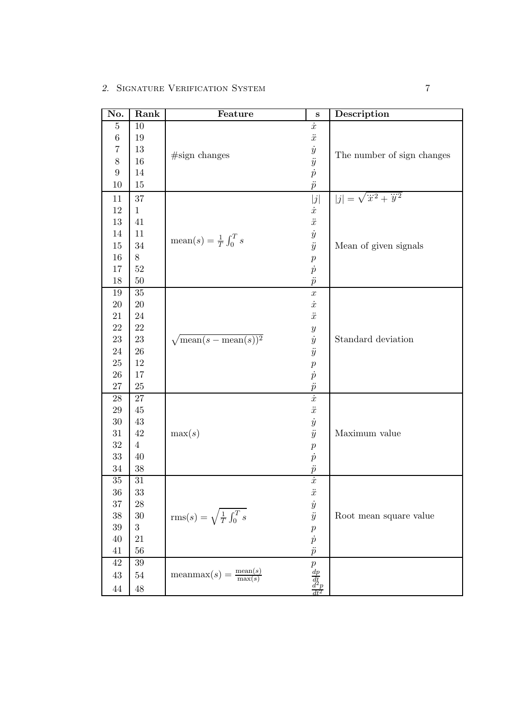| No. | Rank | Feature | s | Description |
|---|---|---|---|---|
| 5 | 10 | #sign changes | $\dot{x}$ | The number of sign changes |
| 6 | 19 | | $\ddot{x}$ | |
| 7 | 13 | | $\dot{y}$ | |
| 8 | 16 | | $\ddot{y}$ | |
| 9 | 14 | | $\dot{p}$ | |
| 10 | 15 | | $\ddot{p}$ | |
| 11 | 37 | $\text{mean}(s) = \frac{1}{T}\int_0^T s$ | $\lvert j \rvert$ | $\lvert j \rvert = \sqrt{\dddot{x}^2 + \dddot{y}^2}$ |
| 12 | 1 | | $\dot{x}$ | Mean of given signals |
| 13 | 41 | | $\ddot{x}$ | |
| 14 | 11 | | $\dot{y}$ | |
| 15 | 34 | | $\ddot{y}$ | |
| 16 | 8 | | $p$ | |
| 17 | 52 | | $\dot{p}$ | |
| 18 | 50 | | $\ddot{p}$ | |
| 19 | 35 | $\sqrt{\text{mean}(s - \text{mean}(s))^2}$ | $x$ | Standard deviation |
| 20 | 20 | | $\dot{x}$ | |
| 21 | 24 | | $\ddot{x}$ | |
| 22 | 22 | | $y$ | |
| 23 | 23 | | $\dot{y}$ | |
| 24 | 26 | | $\ddot{y}$ | |
| 25 | 12 | | $p$ | |
| 26 | 17 | | $\dot{p}$ | |
| 27 | 25 | | $\ddot{p}$ | |
| 28 | 27 | $\max(s)$ | $\dot{x}$ | Maximum value |
| 29 | 45 | | $\ddot{x}$ | |
| 30 | 43 | | $\dot{y}$ | |
| 31 | 42 | | $\ddot{y}$ | |
| 32 | 4 | | $p$ | |
| 33 | 40 | | $\dot{p}$ | |
| 34 | 38 | | $\ddot{p}$ | |
| 35 | 31 | $\text{rms}(s) = \sqrt{\frac{1}{T}\int_0^T s}$ | $\dot{x}$ | Root mean square value |
| 36 | 33 | | $\ddot{x}$ | |
| 37 | 28 | | $\dot{y}$ | |
| 38 | 30 | | $\ddot{y}$ | |
| 39 | 3 | | $p$ | |
| 40 | 21 | | $\dot{p}$ | |
| 41 | 56 | | $\ddot{p}$ | |
| 42 | 39 | $\text{meanmax}(s) = \frac{\text{mean}(s)}{\max(s)}$ | $p$ | |
| 43 | 54 | | $\frac{dp}{dt}$ | |
| 44 | 48 | | $\frac{d^2p}{dt^2}$ | |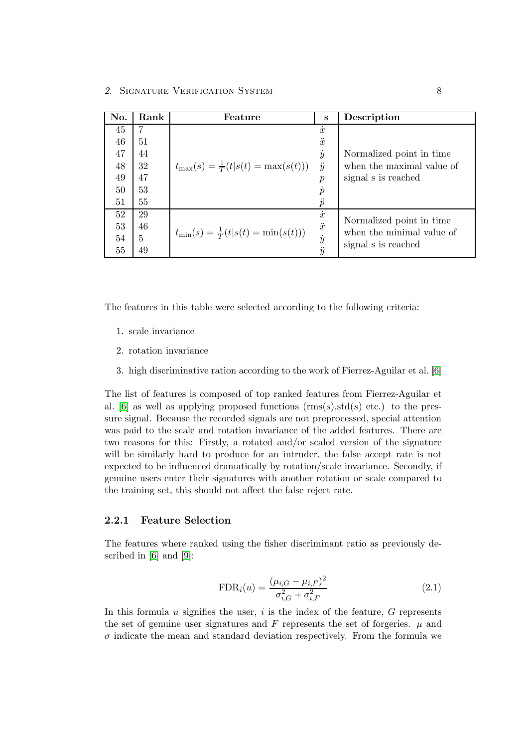| No. | Rank | Feature | s | Description |
| --- | --- | --- | --- | --- |
| 45 | 7 | $t_{\max}(s) = \frac{1}{T}(t \vert s(t) = \max(s(t)))$ | $\dot{x}$ | Normalized point in time when the maximal value of signal s is reached |
| 46 | 51 | | $\ddot{x}$ | |
| 47 | 44 | | $\dot{y}$ | |
| 48 | 32 | | $\ddot{y}$ | |
| 49 | 47 | | $p$ | |
| 50 | 53 | | $\dot{p}$ | |
| 51 | 55 | | $\ddot{p}$ | |
| 52 | 29 | $t_{\min}(s) = \frac{1}{T}(t \vert s(t) = \min(s(t)))$ | $\dot{x}$ | Normalized point in time when the minimal value of signal s is reached |
| 53 | 46 | | $\ddot{x}$ | |
| 54 | 5 | | $\dot{y}$ | |
| 55 | 49 | | $\ddot{y}$ | |

The features in this table were selected according to the following criteria:

1. scale invariance
2. rotation invariance
3. high discriminative ration according to the work of Fierrez-Aguilar et al. [6]

The list of features is composed of top ranked features from Fierrez-Aguilar et al. [6] as well as applying proposed functions (rms($s$),std($s$) etc.) to the pressure signal. Because the recorded signals are not preprocessed, special attention was paid to the scale and rotation invariance of the added features. There are two reasons for this: Firstly, a rotated and/or scaled version of the signature will be similarly hard to produce for an intruder, the false accept rate is not expected to be influenced dramatically by rotation/scale invariance. Secondly, if genuine users enter their signatures with another rotation or scale compared to the training set, this should not affect the false reject rate.

### 2.2.1 Feature Selection

The features where ranked using the fisher discriminant ratio as previously described in [6] and [9]:

$$\text{FDR}_i(u) = \frac{(\mu_{i,G} - \mu_{i,F})^2}{\sigma_{i,G}^2 + \sigma_{i,F}^2} \tag{2.1}$$

In this formula $u$ signifies the user, $i$ is the index of the feature, $G$ represents the set of genuine user signatures and $F$ represents the set of forgeries. $\mu$ and $\sigma$ indicate the mean and standard deviation respectively. From the formula we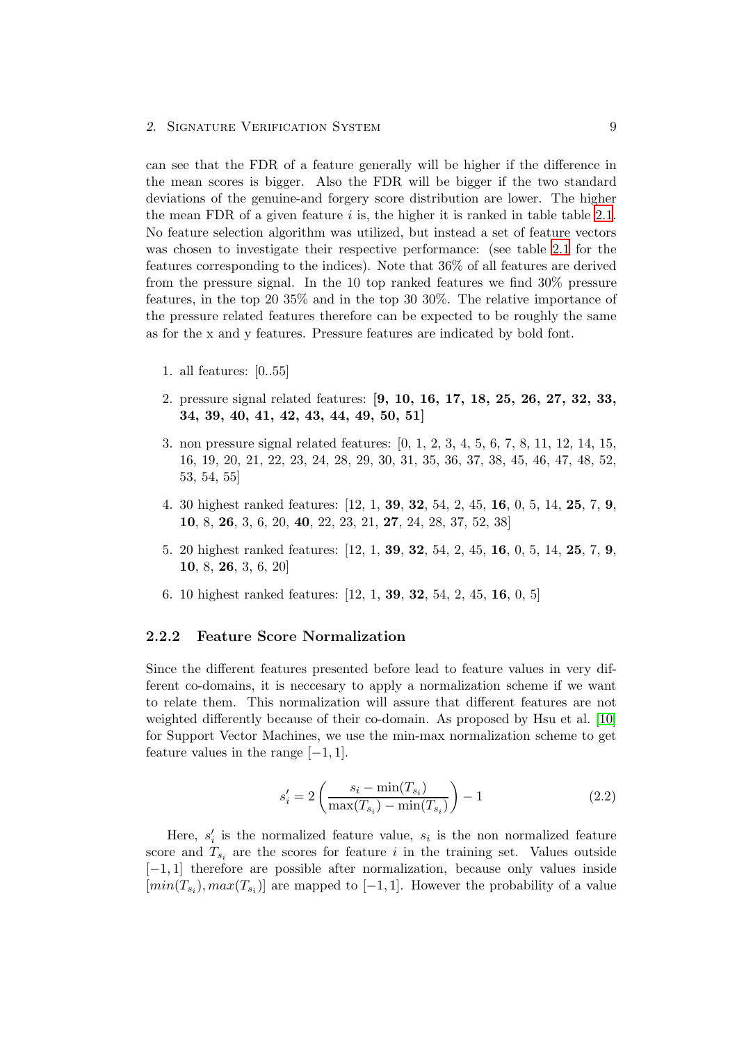can see that the FDR of a feature generally will be higher if the difference in the mean scores is bigger. Also the FDR will be bigger if the two standard deviations of the genuine-and forgery score distribution are lower. The higher the mean FDR of a given feature $i$ is, the higher it is ranked in table table 2.1. No feature selection algorithm was utilized, but instead a set of feature vectors was chosen to investigate their respective performance: (see table 2.1 for the features corresponding to the indices). Note that 36% of all features are derived from the pressure signal. In the 10 top ranked features we find 30% pressure features, in the top 20 35% and in the top 30 30%. The relative importance of the pressure related features therefore can be expected to be roughly the same as for the x and y features. Pressure features are indicated by bold font.

1. all features: [0..55]
2. pressure signal related features: **[9, 10, 16, 17, 18, 25, 26, 27, 32, 33, 34, 39, 40, 41, 42, 43, 44, 49, 50, 51]**
3. non pressure signal related features: [0, 1, 2, 3, 4, 5, 6, 7, 8, 11, 12, 14, 15, 16, 19, 20, 21, 22, 23, 24, 28, 29, 30, 31, 35, 36, 37, 38, 45, 46, 47, 48, 52, 53, 54, 55]
4. 30 highest ranked features: [12, 1, **39**, **32**, 54, 2, 45, **16**, 0, 5, 14, **25**, 7, **9**, **10**, 8, **26**, 3, 6, 20, **40**, 22, 23, 21, **27**, 24, 28, 37, 52, 38]
5. 20 highest ranked features: [12, 1, **39**, **32**, 54, 2, 45, **16**, 0, 5, 14, **25**, 7, **9**, **10**, 8, **26**, 3, 6, 20]
6. 10 highest ranked features: [12, 1, **39**, **32**, 54, 2, 45, **16**, 0, 5]

### 2.2.2 Feature Score Normalization

Since the different features presented before lead to feature values in very different co-domains, it is neccesary to apply a normalization scheme if we want to relate them. This normalization will assure that different features are not weighted differently because of their co-domain. As proposed by Hsu et al. [10] for Support Vector Machines, we use the min-max normalization scheme to get feature values in the range $[-1, 1]$.

$$s'_i = 2\left(\frac{s_i - \min(T_{s_i})}{\max(T_{s_i}) - \min(T_{s_i})}\right) - 1 \tag{2.2}$$

Here, $s'_i$ is the normalized feature value, $s_i$ is the non normalized feature score and $T_{s_i}$ are the scores for feature $i$ in the training set. Values outside $[-1, 1]$ therefore are possible after normalization, because only values inside $[min(T_{s_i}), max(T_{s_i})]$ are mapped to $[-1, 1]$. However the probability of a value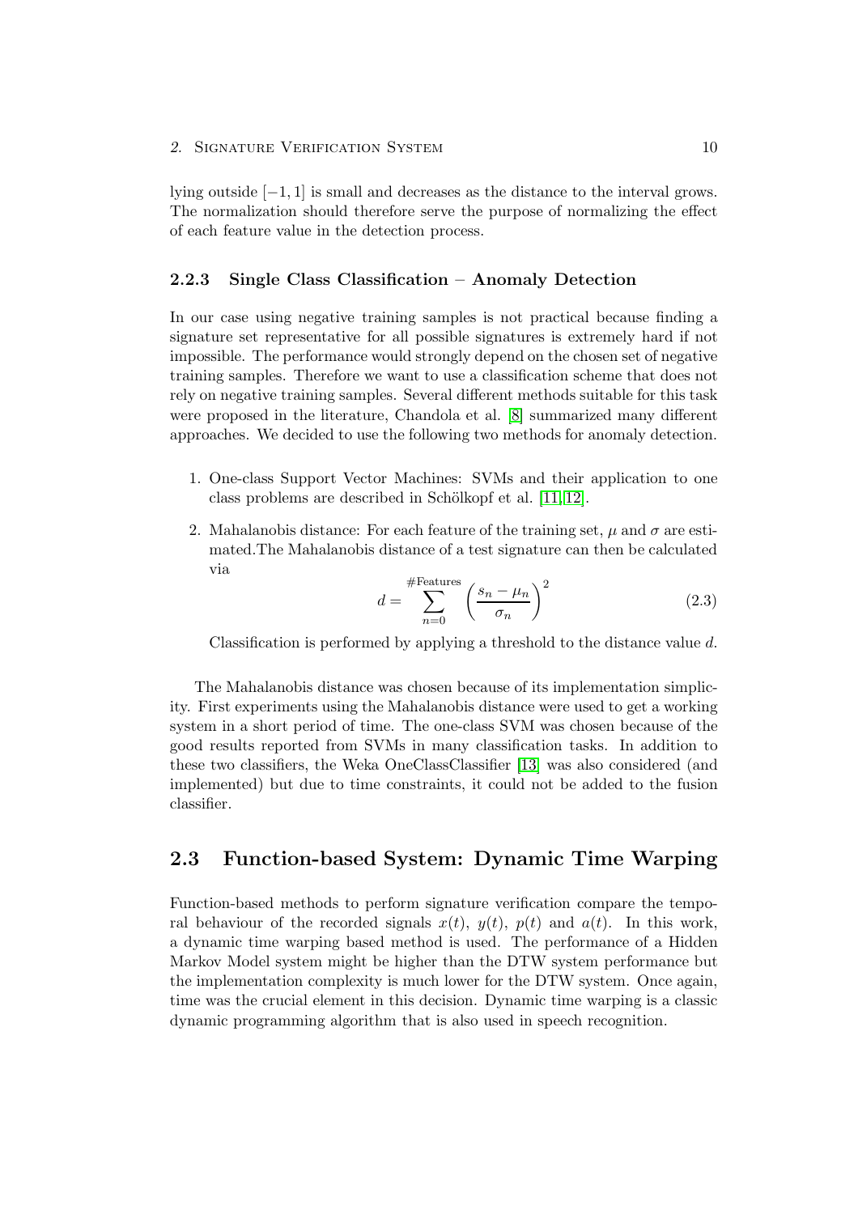lying outside $[-1, 1]$ is small and decreases as the distance to the interval grows. The normalization should therefore serve the purpose of normalizing the effect of each feature value in the detection process.

### 2.2.3 Single Class Classification – Anomaly Detection

In our case using negative training samples is not practical because finding a signature set representative for all possible signatures is extremely hard if not impossible. The performance would strongly depend on the chosen set of negative training samples. Therefore we want to use a classification scheme that does not rely on negative training samples. Several different methods suitable for this task were proposed in the literature, Chandola et al. [8] summarized many different approaches. We decided to use the following two methods for anomaly detection.

1. One-class Support Vector Machines: SVMs and their application to one class problems are described in Schölkopf et al. [11, 12].
2. Mahalanobis distance: For each feature of the training set, $\mu$ and $\sigma$ are estimated.The Mahalanobis distance of a test signature can then be calculated via

$$d = \sum_{n=0}^{\#\text{Features}} \left( \frac{s_n - \mu_n}{\sigma_n} \right)^2 \tag{2.3}$$

   Classification is performed by applying a threshold to the distance value $d$.

The Mahalanobis distance was chosen because of its implementation simplicity. First experiments using the Mahalanobis distance were used to get a working system in a short period of time. The one-class SVM was chosen because of the good results reported from SVMs in many classification tasks. In addition to these two classifiers, the Weka OneClassClassifier [13] was also considered (and implemented) but due to time constraints, it could not be added to the fusion classifier.

## 2.3 Function-based System: Dynamic Time Warping

Function-based methods to perform signature verification compare the temporal behaviour of the recorded signals $x(t)$, $y(t)$, $p(t)$ and $a(t)$. In this work, a dynamic time warping based method is used. The performance of a Hidden Markov Model system might be higher than the DTW system performance but the implementation complexity is much lower for the DTW system. Once again, time was the crucial element in this decision. Dynamic time warping is a classic dynamic programming algorithm that is also used in speech recognition.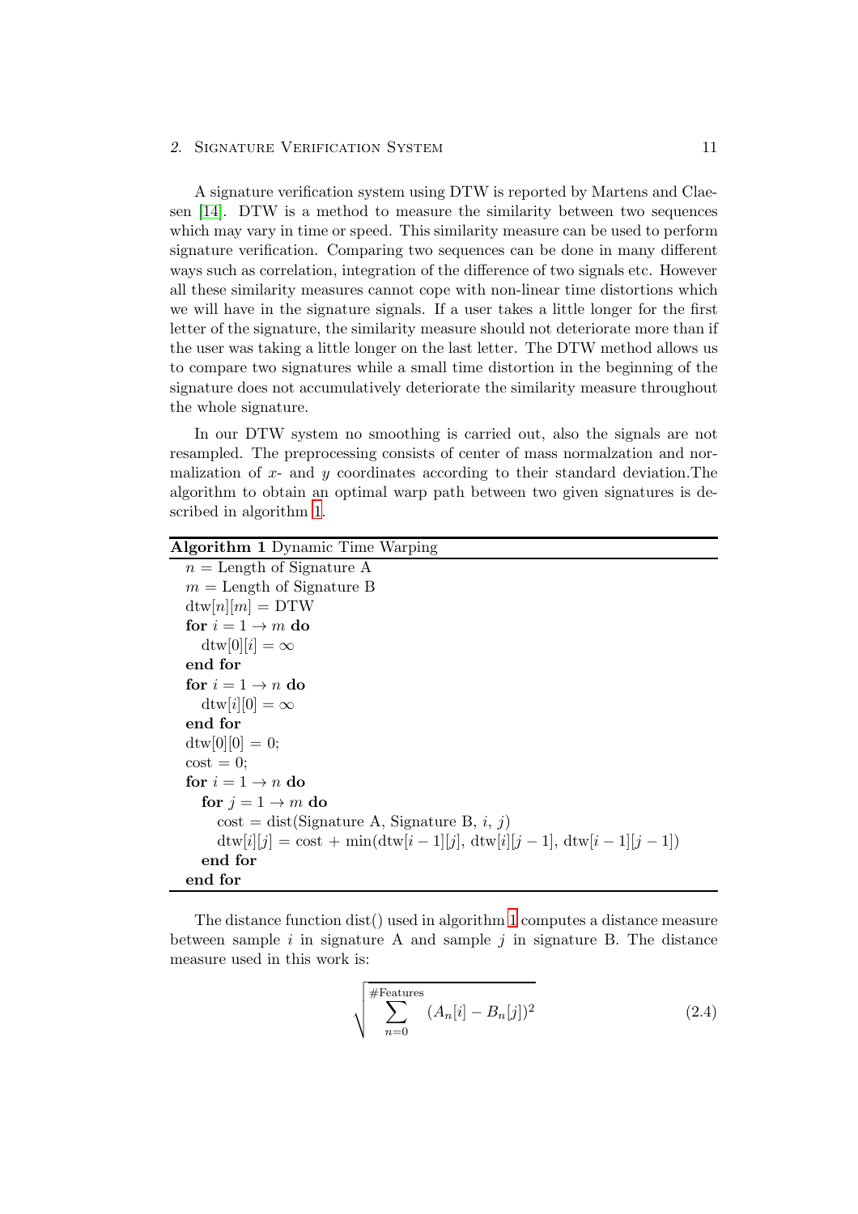A signature verification system using DTW is reported by Martens and Claesen [14]. DTW is a method to measure the similarity between two sequences which may vary in time or speed. This similarity measure can be used to perform signature verification. Comparing two sequences can be done in many different ways such as correlation, integration of the difference of two signals etc. However all these similarity measures cannot cope with non-linear time distortions which we will have in the signature signals. If a user takes a little longer for the first letter of the signature, the similarity measure should not deteriorate more than if the user was taking a little longer on the last letter. The DTW method allows us to compare two signatures while a small time distortion in the beginning of the signature does not accumulatively deteriorate the similarity measure throughout the whole signature.

In our DTW system no smoothing is carried out, also the signals are not resampled. The preprocessing consists of center of mass normalzation and normalization of $x$- and $y$ coordinates according to their standard deviation.The algorithm to obtain an optimal warp path between two given signatures is described in algorithm 1.

**Algorithm 1** Dynamic Time Warping

```
n = Length of Signature A
m = Length of Signature B
dtw[n][m] = DTW
for i = 1 → m do
    dtw[0][i] = ∞
end for
for i = 1 → n do
    dtw[i][0] = ∞
end for
dtw[0][0] = 0;
cost = 0;
for i = 1 → n do
    for j = 1 → m do
        cost = dist(Signature A, Signature B, i, j)
        dtw[i][j] = cost + min(dtw[i − 1][j], dtw[i][j − 1], dtw[i − 1][j − 1])
    end for
end for
```

The distance function dist() used in algorithm 1 computes a distance measure between sample $i$ in signature A and sample $j$ in signature B. The distance measure used in this work is:

$$\sqrt{\sum_{n=0}^{\#\text{Features}} (A_n[i] - B_n[j])^2} \tag{2.4}$$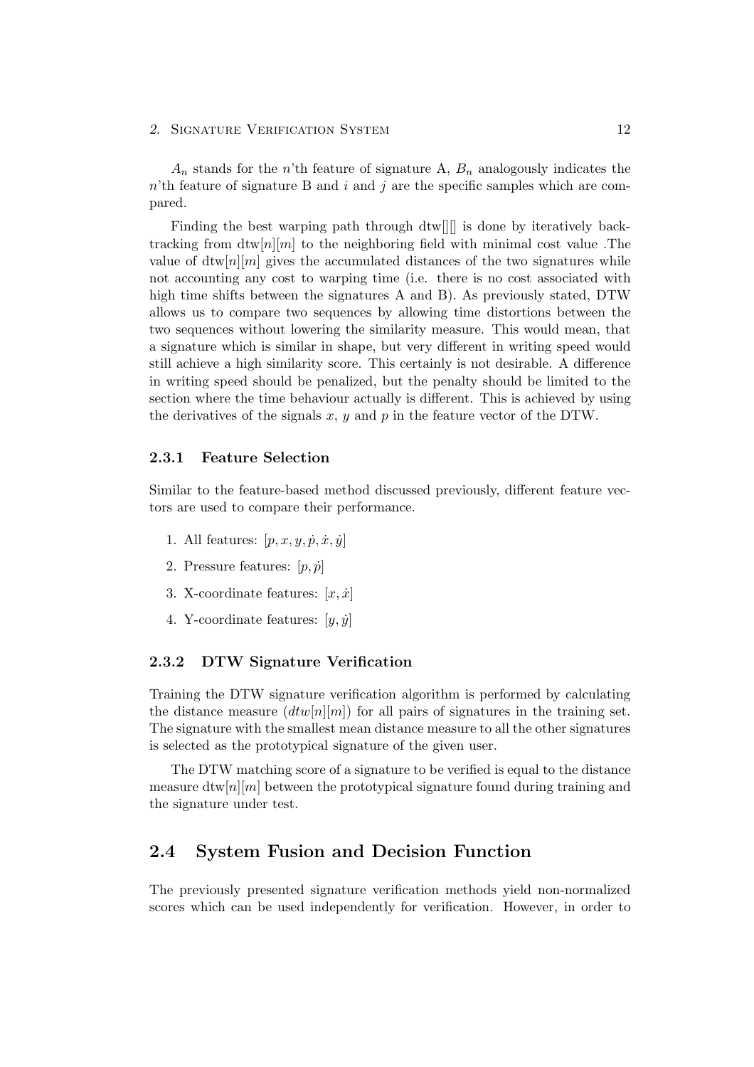$A_n$ stands for the $n$'th feature of signature A, $B_n$ analogously indicates the $n$'th feature of signature B and $i$ and $j$ are the specific samples which are compared.

Finding the best warping path through dtw[][] is done by iteratively back-tracking from dtw[$n$][$m$] to the neighboring field with minimal cost value .The value of dtw[$n$][$m$] gives the accumulated distances of the two signatures while not accounting any cost to warping time (i.e. there is no cost associated with high time shifts between the signatures A and B). As previously stated, DTW allows us to compare two sequences by allowing time distortions between the two sequences without lowering the similarity measure. This would mean, that a signature which is similar in shape, but very different in writing speed would still achieve a high similarity score. This certainly is not desirable. A difference in writing speed should be penalized, but the penalty should be limited to the section where the time behaviour actually is different. This is achieved by using the derivatives of the signals $x$, $y$ and $p$ in the feature vector of the DTW.

### 2.3.1 Feature Selection

Similar to the feature-based method discussed previously, different feature vectors are used to compare their performance.

1. All features: $[p, x, y, \dot{p}, \dot{x}, \dot{y}]$
2. Pressure features: $[p, \dot{p}]$
3. X-coordinate features: $[x, \dot{x}]$
4. Y-coordinate features: $[y, \dot{y}]$

### 2.3.2 DTW Signature Verification

Training the DTW signature verification algorithm is performed by calculating the distance measure ($dtw[n][m]$) for all pairs of signatures in the training set. The signature with the smallest mean distance measure to all the other signatures is selected as the prototypical signature of the given user.

The DTW matching score of a signature to be verified is equal to the distance measure dtw[$n$][$m$] between the prototypical signature found during training and the signature under test.

## 2.4 System Fusion and Decision Function

The previously presented signature verification methods yield non-normalized scores which can be used independently for verification. However, in order to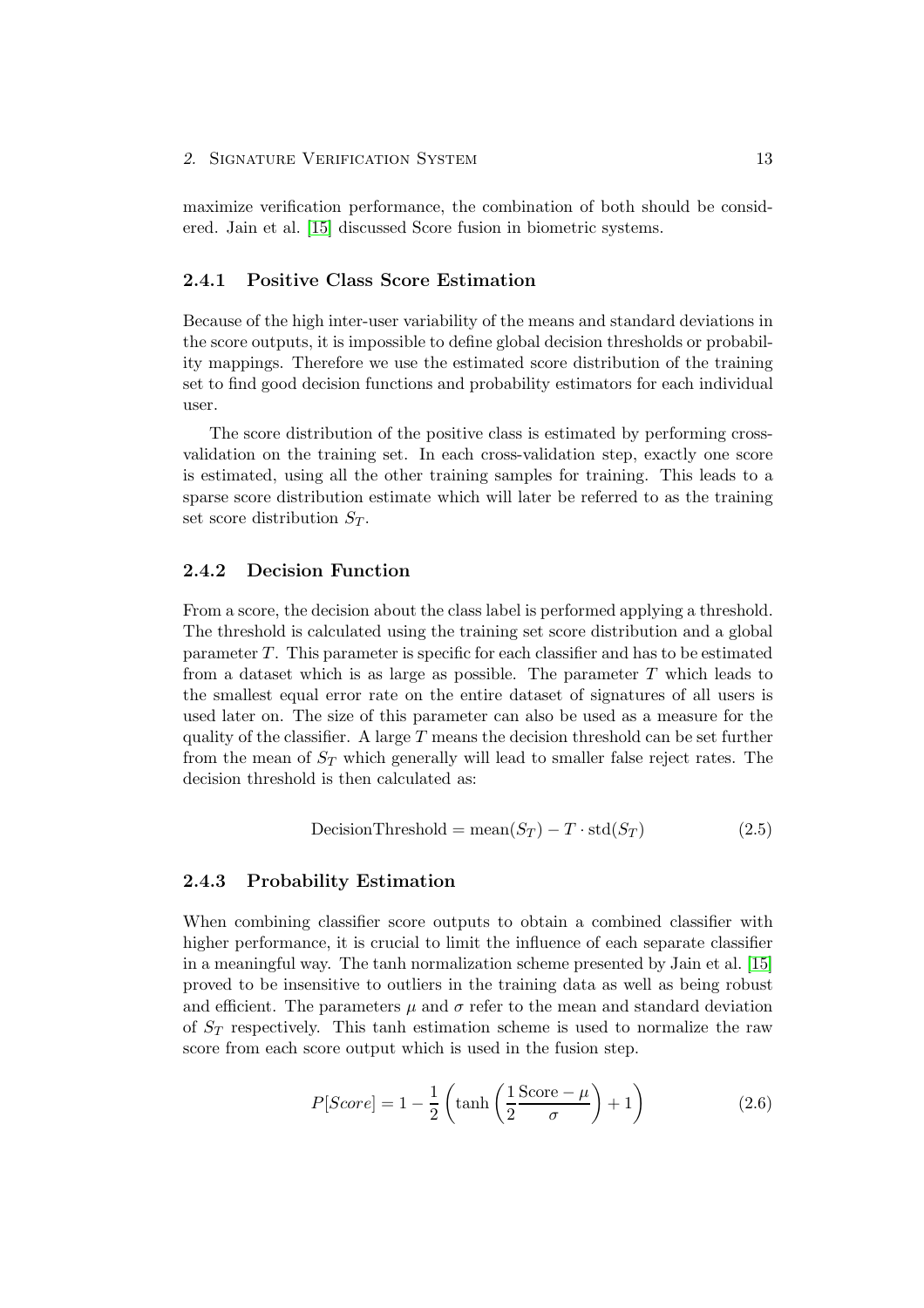maximize verification performance, the combination of both should be considered. Jain et al. [15] discussed Score fusion in biometric systems.

### 2.4.1 Positive Class Score Estimation

Because of the high inter-user variability of the means and standard deviations in the score outputs, it is impossible to define global decision thresholds or probability mappings. Therefore we use the estimated score distribution of the training set to find good decision functions and probability estimators for each individual user.

The score distribution of the positive class is estimated by performing cross-validation on the training set. In each cross-validation step, exactly one score is estimated, using all the other training samples for training. This leads to a sparse score distribution estimate which will later be referred to as the training set score distribution $S_T$.

### 2.4.2 Decision Function

From a score, the decision about the class label is performed applying a threshold. The threshold is calculated using the training set score distribution and a global parameter $T$. This parameter is specific for each classifier and has to be estimated from a dataset which is as large as possible. The parameter $T$ which leads to the smallest equal error rate on the entire dataset of signatures of all users is used later on. The size of this parameter can also be used as a measure for the quality of the classifier. A large $T$ means the decision threshold can be set further from the mean of $S_T$ which generally will lead to smaller false reject rates. The decision threshold is then calculated as:

$$\text{DecisionThreshold} = \text{mean}(S_T) - T \cdot \text{std}(S_T) \tag{2.5}$$

### 2.4.3 Probability Estimation

When combining classifier score outputs to obtain a combined classifier with higher performance, it is crucial to limit the influence of each separate classifier in a meaningful way. The tanh normalization scheme presented by Jain et al. [15] proved to be insensitive to outliers in the training data as well as being robust and efficient. The parameters $\mu$ and $\sigma$ refer to the mean and standard deviation of $S_T$ respectively. This tanh estimation scheme is used to normalize the raw score from each score output which is used in the fusion step.

$$P[Score] = 1 - \frac{1}{2}\left(\tanh\left(\frac{1}{2}\frac{\text{Score} - \mu}{\sigma}\right) + 1\right) \tag{2.6}$$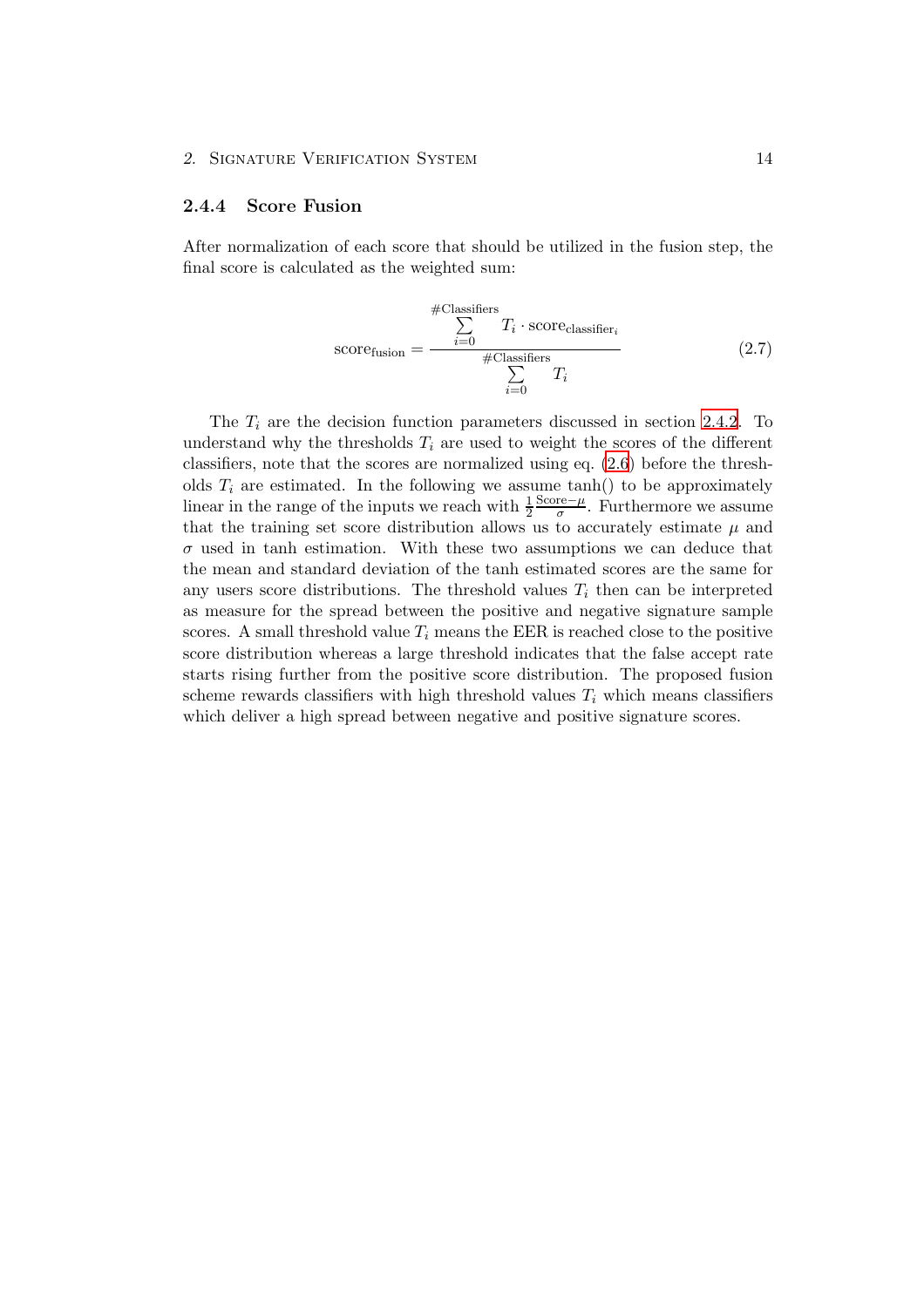### 2.4.4 Score Fusion

After normalization of each score that should be utilized in the fusion step, the final score is calculated as the weighted sum:

$$\text{score}_{\text{fusion}} = \frac{\sum\limits_{i=0}^{\#\text{Classifiers}} T_i \cdot \text{score}_{\text{classifier}_i}}{\sum\limits_{i=0}^{\#\text{Classifiers}} T_i} \tag{2.7}$$

The $T_i$ are the decision function parameters discussed in section 2.4.2. To understand why the thresholds $T_i$ are used to weight the scores of the different classifiers, note that the scores are normalized using eq. (2.6) before the thresholds $T_i$ are estimated. In the following we assume tanh() to be approximately linear in the range of the inputs we reach with $\frac{1}{2}\frac{\text{Score}-\mu}{\sigma}$. Furthermore we assume that the training set score distribution allows us to accurately estimate $\mu$ and $\sigma$ used in tanh estimation. With these two assumptions we can deduce that the mean and standard deviation of the tanh estimated scores are the same for any users score distributions. The threshold values $T_i$ then can be interpreted as measure for the spread between the positive and negative signature sample scores. A small threshold value $T_i$ means the EER is reached close to the positive score distribution whereas a large threshold indicates that the false accept rate starts rising further from the positive score distribution. The proposed fusion scheme rewards classifiers with high threshold values $T_i$ which means classifiers which deliver a high spread between negative and positive signature scores.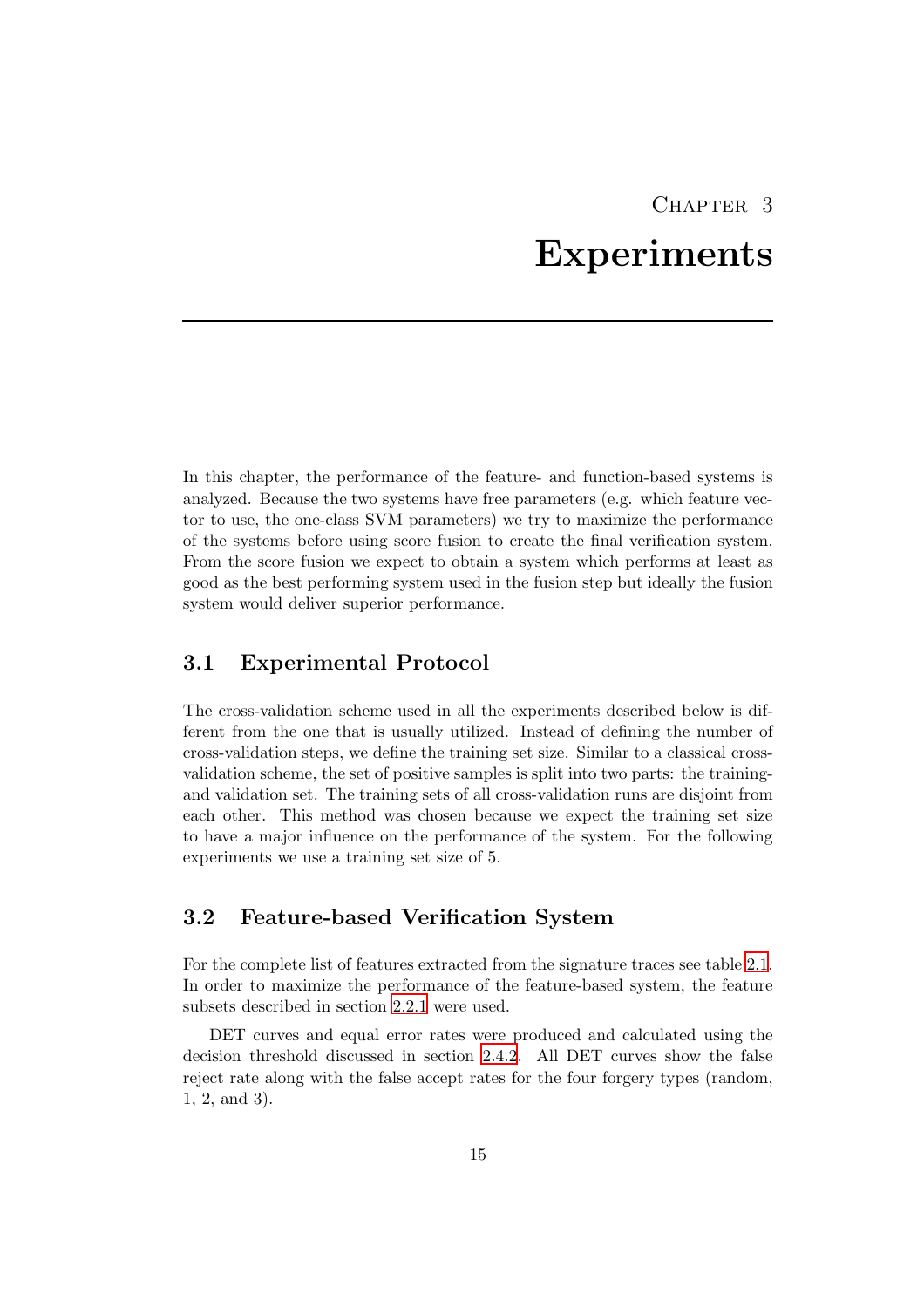# Chapter 3

# Experiments

In this chapter, the performance of the feature- and function-based systems is analyzed. Because the two systems have free parameters (e.g. which feature vector to use, the one-class SVM parameters) we try to maximize the performance of the systems before using score fusion to create the final verification system. From the score fusion we expect to obtain a system which performs at least as good as the best performing system used in the fusion step but ideally the fusion system would deliver superior performance.

## 3.1 Experimental Protocol

The cross-validation scheme used in all the experiments described below is different from the one that is usually utilized. Instead of defining the number of cross-validation steps, we define the training set size. Similar to a classical cross-validation scheme, the set of positive samples is split into two parts: the training- and validation set. The training sets of all cross-validation runs are disjoint from each other. This method was chosen because we expect the training set size to have a major influence on the performance of the system. For the following experiments we use a training set size of 5.

## 3.2 Feature-based Verification System

For the complete list of features extracted from the signature traces see table 2.1. In order to maximize the performance of the feature-based system, the feature subsets described in section 2.2.1 were used.

DET curves and equal error rates were produced and calculated using the decision threshold discussed in section 2.4.2. All DET curves show the false reject rate along with the false accept rates for the four forgery types (random, 1, 2, and 3).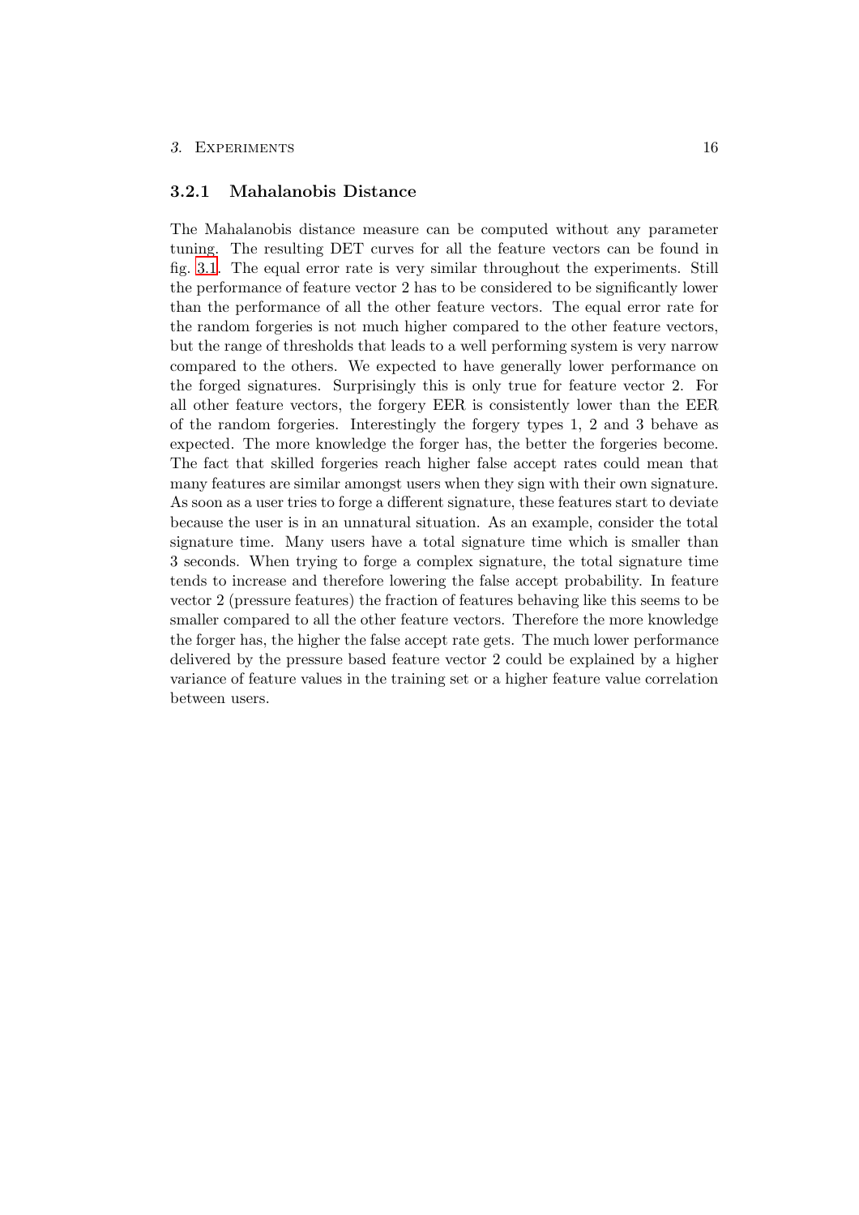### 3.2.1 Mahalanobis Distance

The Mahalanobis distance measure can be computed without any parameter tuning. The resulting DET curves for all the feature vectors can be found in fig. 3.1. The equal error rate is very similar throughout the experiments. Still the performance of feature vector 2 has to be considered to be significantly lower than the performance of all the other feature vectors. The equal error rate for the random forgeries is not much higher compared to the other feature vectors, but the range of thresholds that leads to a well performing system is very narrow compared to the others. We expected to have generally lower performance on the forged signatures. Surprisingly this is only true for feature vector 2. For all other feature vectors, the forgery EER is consistently lower than the EER of the random forgeries. Interestingly the forgery types 1, 2 and 3 behave as expected. The more knowledge the forger has, the better the forgeries become. The fact that skilled forgeries reach higher false accept rates could mean that many features are similar amongst users when they sign with their own signature. As soon as a user tries to forge a different signature, these features start to deviate because the user is in an unnatural situation. As an example, consider the total signature time. Many users have a total signature time which is smaller than 3 seconds. When trying to forge a complex signature, the total signature time tends to increase and therefore lowering the false accept probability. In feature vector 2 (pressure features) the fraction of features behaving like this seems to be smaller compared to all the other feature vectors. Therefore the more knowledge the forger has, the higher the false accept rate gets. The much lower performance delivered by the pressure based feature vector 2 could be explained by a higher variance of feature values in the training set or a higher feature value correlation between users.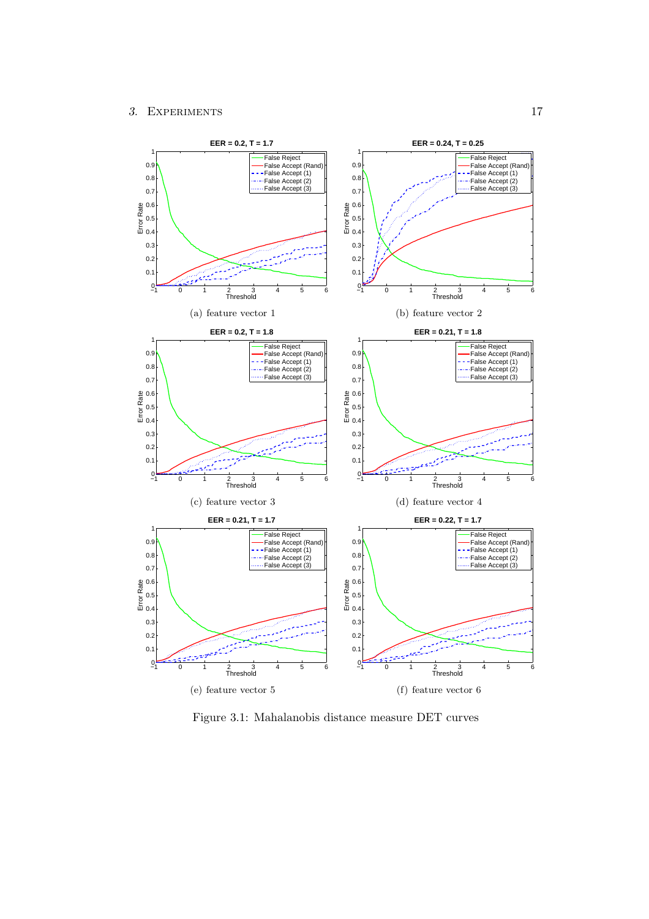(a) feature vector 1

(b) feature vector 2

(c) feature vector 3

(d) feature vector 4

(e) feature vector 5

(f) feature vector 6

Figure 3.1: Mahalanobis distance measure DET curves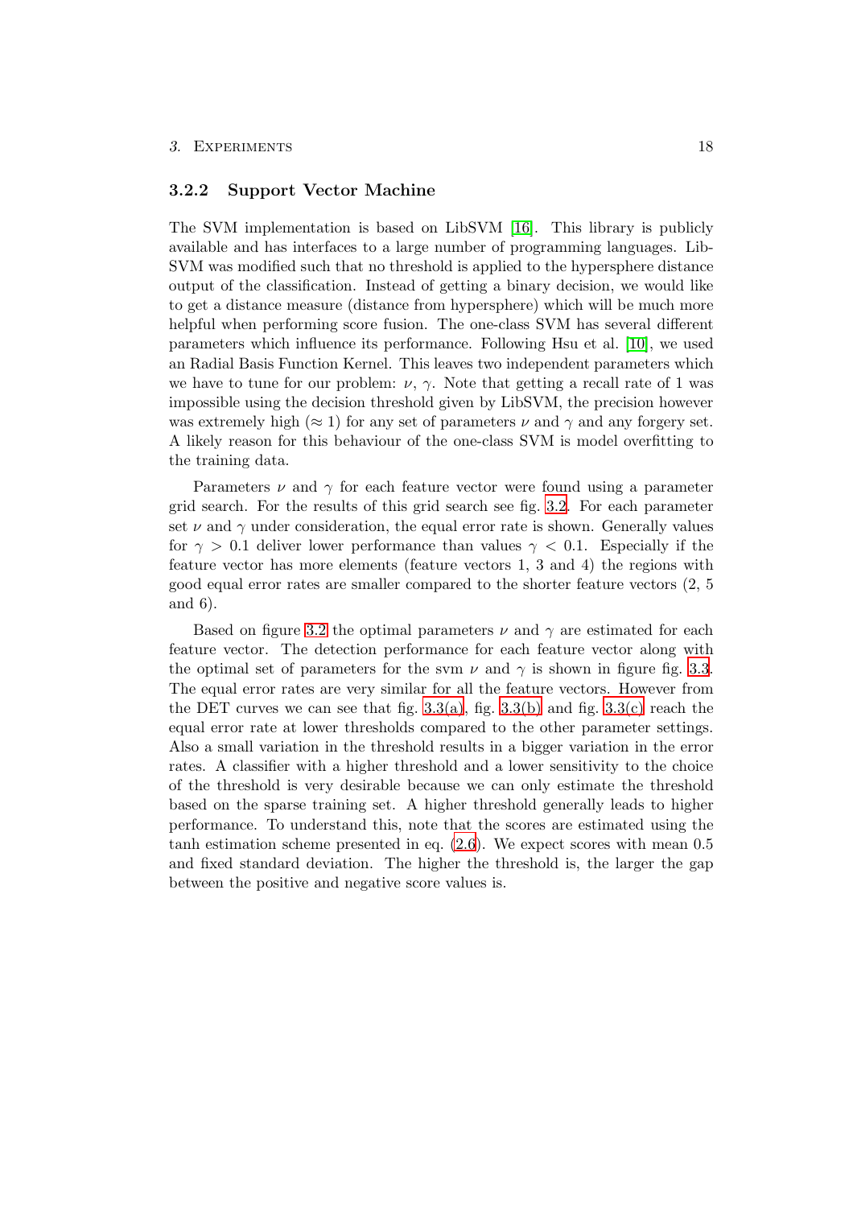### 3.2.2 Support Vector Machine

The SVM implementation is based on LibSVM [16]. This library is publicly available and has interfaces to a large number of programming languages. LibSVM was modified such that no threshold is applied to the hypersphere distance output of the classification. Instead of getting a binary decision, we would like to get a distance measure (distance from hypersphere) which will be much more helpful when performing score fusion. The one-class SVM has several different parameters which influence its performance. Following Hsu et al. [10], we used an Radial Basis Function Kernel. This leaves two independent parameters which we have to tune for our problem: $\nu$, $\gamma$. Note that getting a recall rate of 1 was impossible using the decision threshold given by LibSVM, the precision however was extremely high ($\approx 1$) for any set of parameters $\nu$ and $\gamma$ and any forgery set. A likely reason for this behaviour of the one-class SVM is model overfitting to the training data.

Parameters $\nu$ and $\gamma$ for each feature vector were found using a parameter grid search. For the results of this grid search see fig. 3.2. For each parameter set $\nu$ and $\gamma$ under consideration, the equal error rate is shown. Generally values for $\gamma > 0.1$ deliver lower performance than values $\gamma < 0.1$. Especially if the feature vector has more elements (feature vectors 1, 3 and 4) the regions with good equal error rates are smaller compared to the shorter feature vectors (2, 5 and 6).

Based on figure 3.2 the optimal parameters $\nu$ and $\gamma$ are estimated for each feature vector. The detection performance for each feature vector along with the optimal set of parameters for the svm $\nu$ and $\gamma$ is shown in figure fig. 3.3. The equal error rates are very similar for all the feature vectors. However from the DET curves we can see that fig. 3.3(a), fig. 3.3(b) and fig. 3.3(c) reach the equal error rate at lower thresholds compared to the other parameter settings. Also a small variation in the threshold results in a bigger variation in the error rates. A classifier with a higher threshold and a lower sensitivity to the choice of the threshold is very desirable because we can only estimate the threshold based on the sparse training set. A higher threshold generally leads to higher performance. To understand this, note that the scores are estimated using the tanh estimation scheme presented in eq. (2.6). We expect scores with mean 0.5 and fixed standard deviation. The higher the threshold is, the larger the gap between the positive and negative score values is.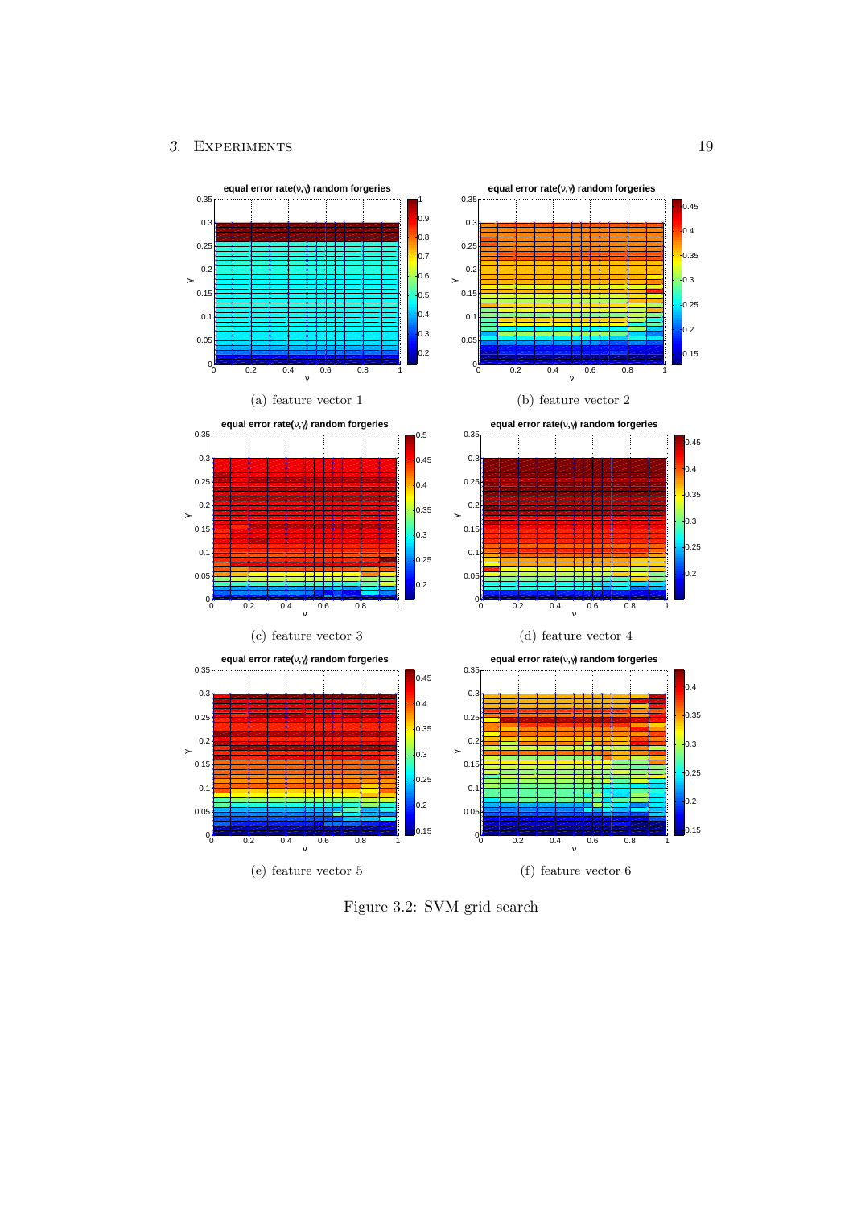(a) feature vector 1

(b) feature vector 2

(c) feature vector 3

(d) feature vector 4

(e) feature vector 5

(f) feature vector 6

Figure 3.2: SVM grid search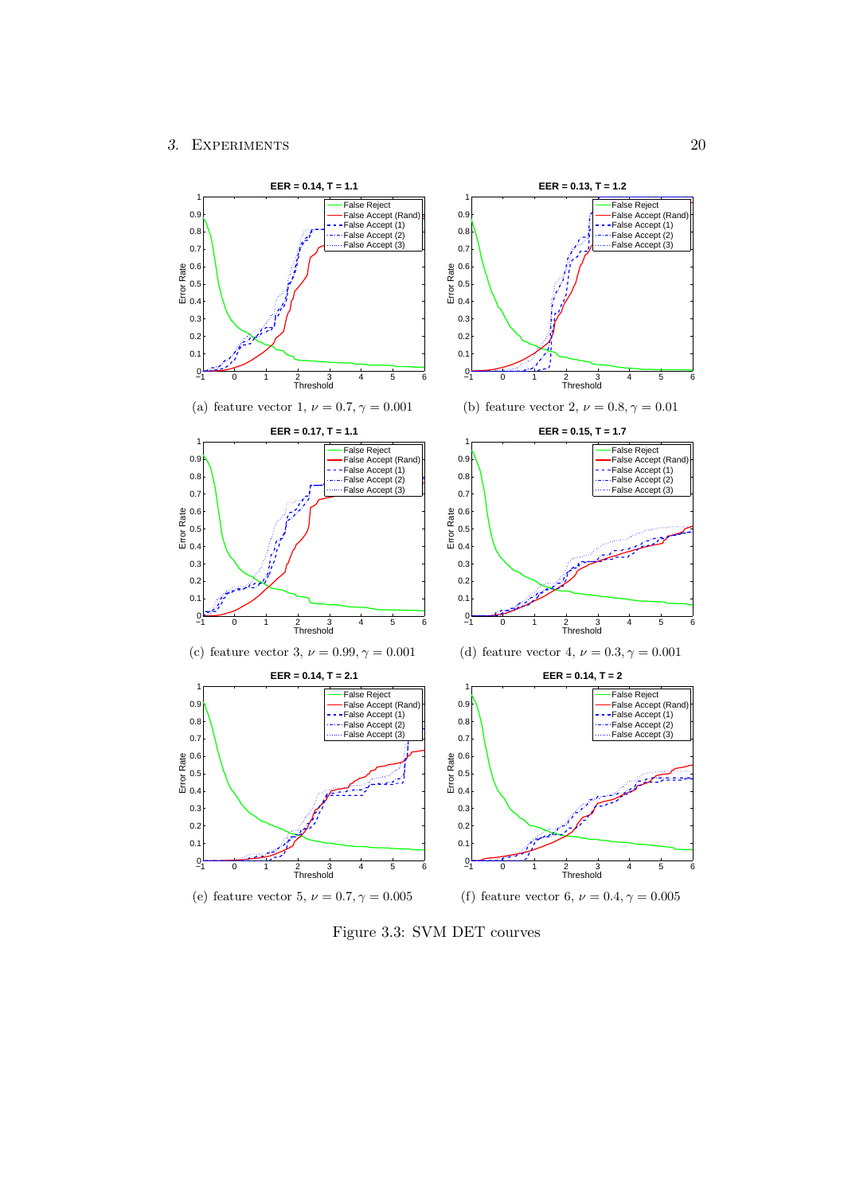EER = 0.14, T = 1.1

(a) feature vector 1, $\nu = 0.7, \gamma = 0.001$

EER = 0.13, T = 1.2

(b) feature vector 2, $\nu = 0.8, \gamma = 0.01$

EER = 0.17, T = 1.1

(c) feature vector 3, $\nu = 0.99, \gamma = 0.001$

EER = 0.15, T = 1.7

(d) feature vector 4, $\nu = 0.3, \gamma = 0.001$

EER = 0.14, T = 2.1

(e) feature vector 5, $\nu = 0.7, \gamma = 0.005$

EER = 0.14, T = 2

(f) feature vector 6, $\nu = 0.4, \gamma = 0.005$

Figure 3.3: SVM DET courves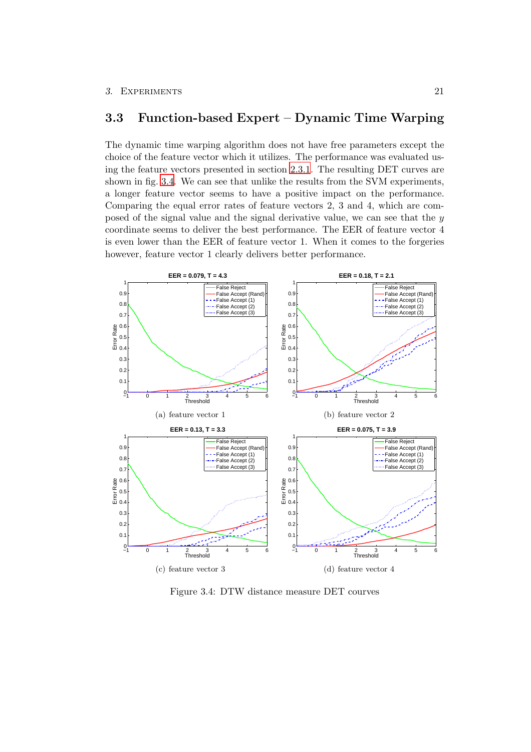## 3.3 Function-based Expert – Dynamic Time Warping

The dynamic time warping algorithm does not have free parameters except the choice of the feature vector which it utilizes. The performance was evaluated using the feature vectors presented in section 2.3.1. The resulting DET curves are shown in fig. 3.4. We can see that unlike the results from the SVM experiments, a longer feature vector seems to have a positive impact on the performance. Comparing the equal error rates of feature vectors 2, 3 and 4, which are composed of the signal value and the signal derivative value, we can see that the $y$ coordinate seems to deliver the best performance. The EER of feature vector 4 is even lower than the EER of feature vector 1. When it comes to the forgeries however, feature vector 1 clearly delivers better performance.

(a) feature vector 1

(b) feature vector 2

(c) feature vector 3

(d) feature vector 4

Figure 3.4: DTW distance measure DET courves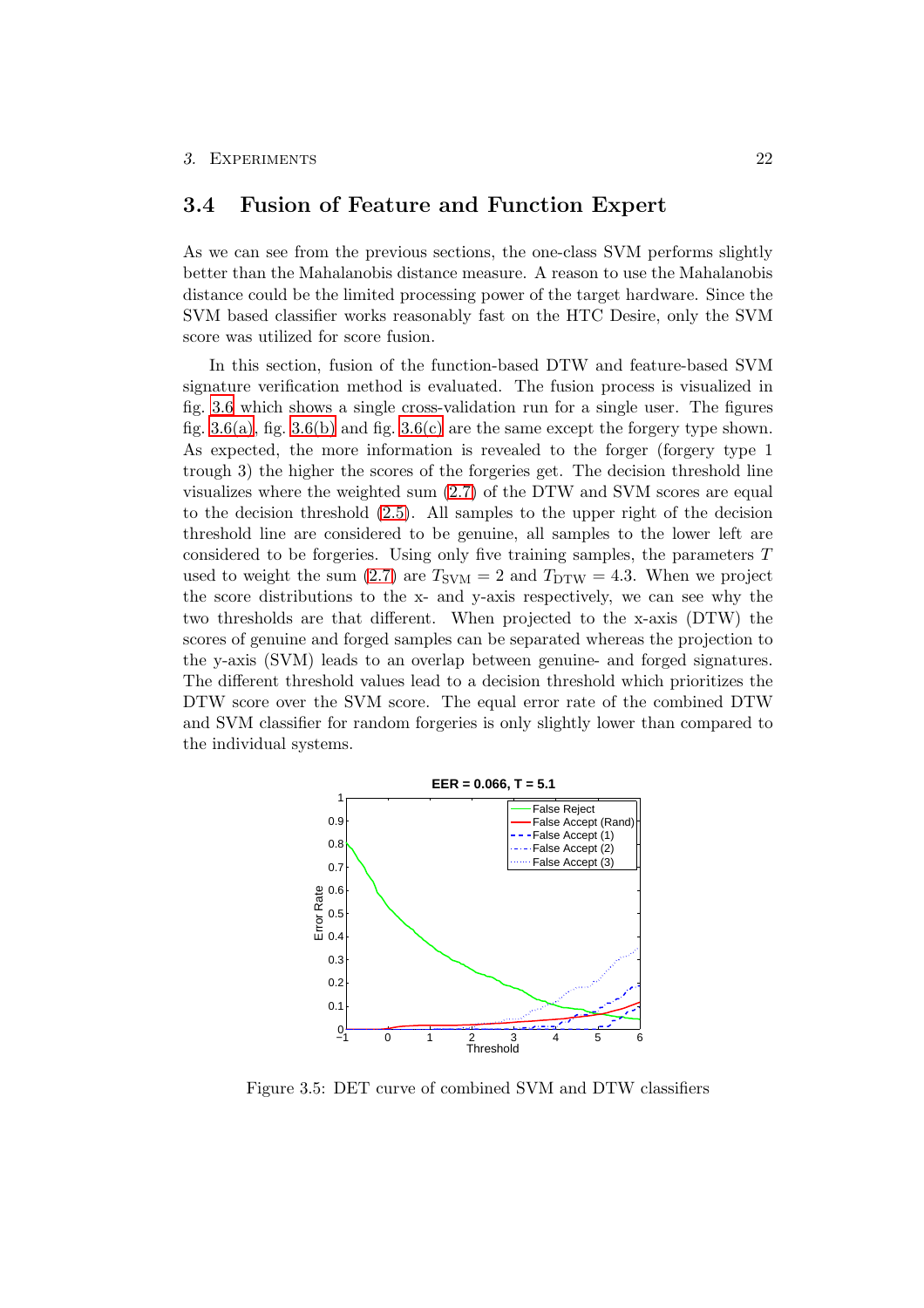## 3.4 Fusion of Feature and Function Expert

As we can see from the previous sections, the one-class SVM performs slightly better than the Mahalanobis distance measure. A reason to use the Mahalanobis distance could be the limited processing power of the target hardware. Since the SVM based classifier works reasonably fast on the HTC Desire, only the SVM score was utilized for score fusion.

In this section, fusion of the function-based DTW and feature-based SVM signature verification method is evaluated. The fusion process is visualized in fig. 3.6 which shows a single cross-validation run for a single user. The figures fig. 3.6(a), fig. 3.6(b) and fig. 3.6(c) are the same except the forgery type shown. As expected, the more information is revealed to the forger (forgery type 1 trough 3) the higher the scores of the forgeries get. The decision threshold line visualizes where the weighted sum (2.7) of the DTW and SVM scores are equal to the decision threshold (2.5). All samples to the upper right of the decision threshold line are considered to be genuine, all samples to the lower left are considered to be forgeries. Using only five training samples, the parameters $T$ used to weight the sum (2.7) are $T_{\text{SVM}} = 2$ and $T_{\text{DTW}} = 4.3$. When we project the score distributions to the x- and y-axis respectively, we can see why the two thresholds are that different. When projected to the x-axis (DTW) the scores of genuine and forged samples can be separated whereas the projection to the y-axis (SVM) leads to an overlap between genuine- and forged signatures. The different threshold values lead to a decision threshold which prioritizes the DTW score over the SVM score. The equal error rate of the combined DTW and SVM classifier for random forgeries is only slightly lower than compared to the individual systems.

Figure 3.5: DET curve of combined SVM and DTW classifiers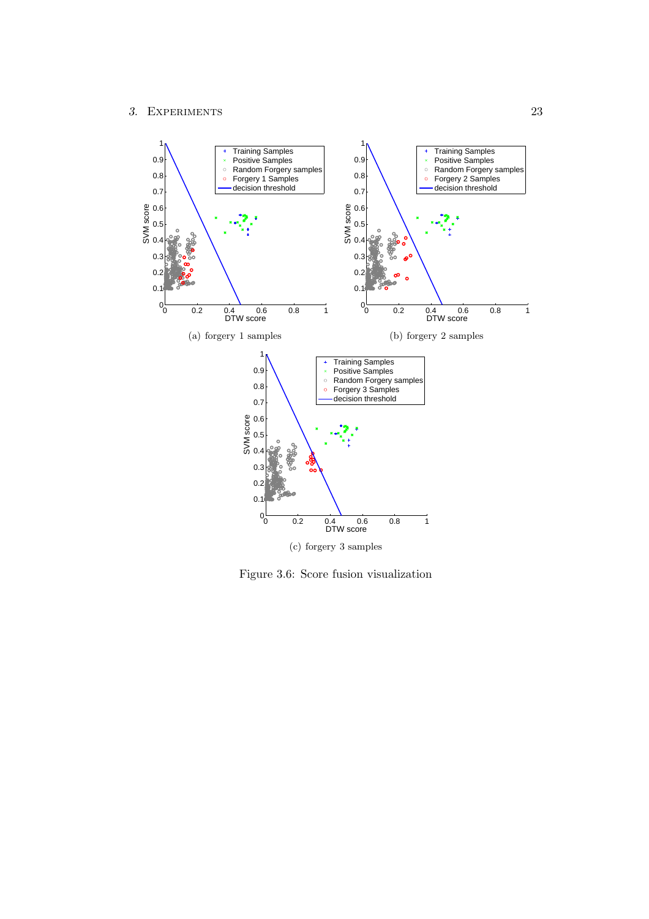(a) forgery 1 samples

(b) forgery 2 samples

(c) forgery 3 samples

Figure 3.6: Score fusion visualization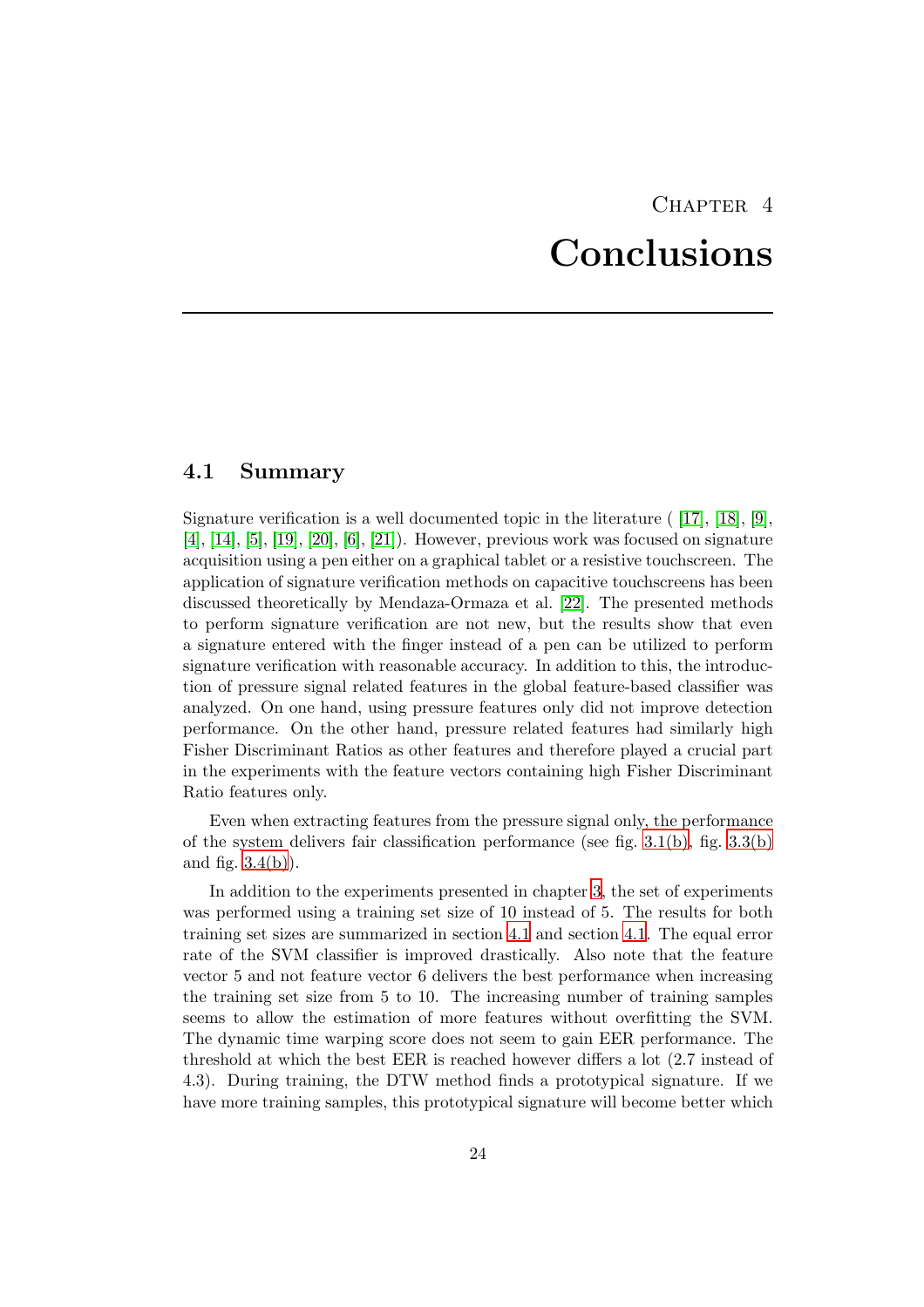# Chapter 4

# Conclusions

## 4.1 Summary

Signature verification is a well documented topic in the literature ( [17], [18], [9], [4], [14], [5], [19], [20], [6], [21]). However, previous work was focused on signature acquisition using a pen either on a graphical tablet or a resistive touchscreen. The application of signature verification methods on capacitive touchscreens has been discussed theoretically by Mendaza-Ormaza et al. [22]. The presented methods to perform signature verification are not new, but the results show that even a signature entered with the finger instead of a pen can be utilized to perform signature verification with reasonable accuracy. In addition to this, the introduction of pressure signal related features in the global feature-based classifier was analyzed. On one hand, using pressure features only did not improve detection performance. On the other hand, pressure related features had similarly high Fisher Discriminant Ratios as other features and therefore played a crucial part in the experiments with the feature vectors containing high Fisher Discriminant Ratio features only.

Even when extracting features from the pressure signal only, the performance of the system delivers fair classification performance (see fig. 3.1(b), fig. 3.3(b) and fig. 3.4(b)).

In addition to the experiments presented in chapter 3, the set of experiments was performed using a training set size of 10 instead of 5. The results for both training set sizes are summarized in section 4.1 and section 4.1. The equal error rate of the SVM classifier is improved drastically. Also note that the feature vector 5 and not feature vector 6 delivers the best performance when increasing the training set size from 5 to 10. The increasing number of training samples seems to allow the estimation of more features without overfitting the SVM. The dynamic time warping score does not seem to gain EER performance. The threshold at which the best EER is reached however differs a lot (2.7 instead of 4.3). During training, the DTW method finds a prototypical signature. If we have more training samples, this prototypical signature will become better which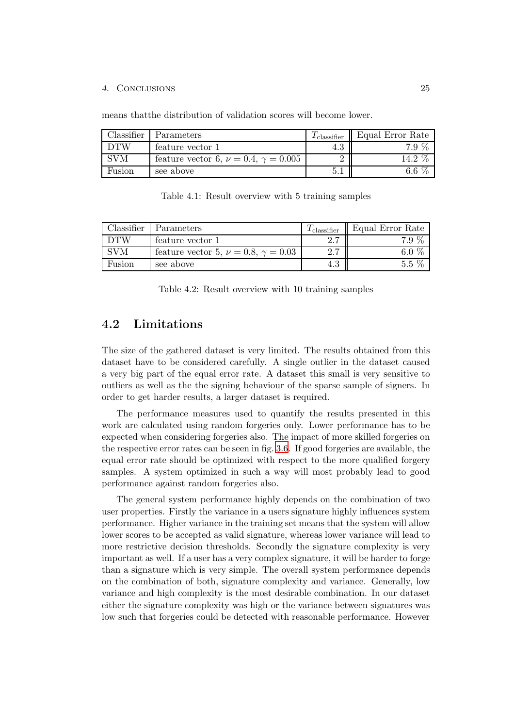means thatthe distribution of validation scores will become lower.

| Classifier | Parameters | $T_{\text{classifier}}$ | Equal Error Rate |
|---|---|---|---|
| DTW | feature vector 1 | 4.3 | 7.9 % |
| SVM | feature vector 6, $\nu = 0.4$, $\gamma = 0.005$ | 2 | 14.2 % |
| Fusion | see above | 5.1 | 6.6 % |

Table 4.1: Result overview with 5 training samples

| Classifier | Parameters | $T_{\text{classifier}}$ | Equal Error Rate |
|---|---|---|---|
| DTW | feature vector 1 | 2.7 | 7.9 % |
| SVM | feature vector 5, $\nu = 0.8$, $\gamma = 0.03$ | 2.7 | 6.0 % |
| Fusion | see above | 4.3 | 5.5 % |

Table 4.2: Result overview with 10 training samples

## 4.2 Limitations

The size of the gathered dataset is very limited. The results obtained from this dataset have to be considered carefully. A single outlier in the dataset caused a very big part of the equal error rate. A dataset this small is very sensitive to outliers as well as the the signing behaviour of the sparse sample of signers. In order to get harder results, a larger dataset is required.

The performance measures used to quantify the results presented in this work are calculated using random forgeries only. Lower performance has to be expected when considering forgeries also. The impact of more skilled forgeries on the respective error rates can be seen in fig. 3.6. If good forgeries are available, the equal error rate should be optimized with respect to the more qualified forgery samples. A system optimized in such a way will most probably lead to good performance against random forgeries also.

The general system performance highly depends on the combination of two user properties. Firstly the variance in a users signature highly influences system performance. Higher variance in the training set means that the system will allow lower scores to be accepted as valid signature, whereas lower variance will lead to more restrictive decision thresholds. Secondly the signature complexity is very important as well. If a user has a very complex signature, it will be harder to forge than a signature which is very simple. The overall system performance depends on the combination of both, signature complexity and variance. Generally, low variance and high complexity is the most desirable combination. In our dataset either the signature complexity was high or the variance between signatures was low such that forgeries could be detected with reasonable performance. However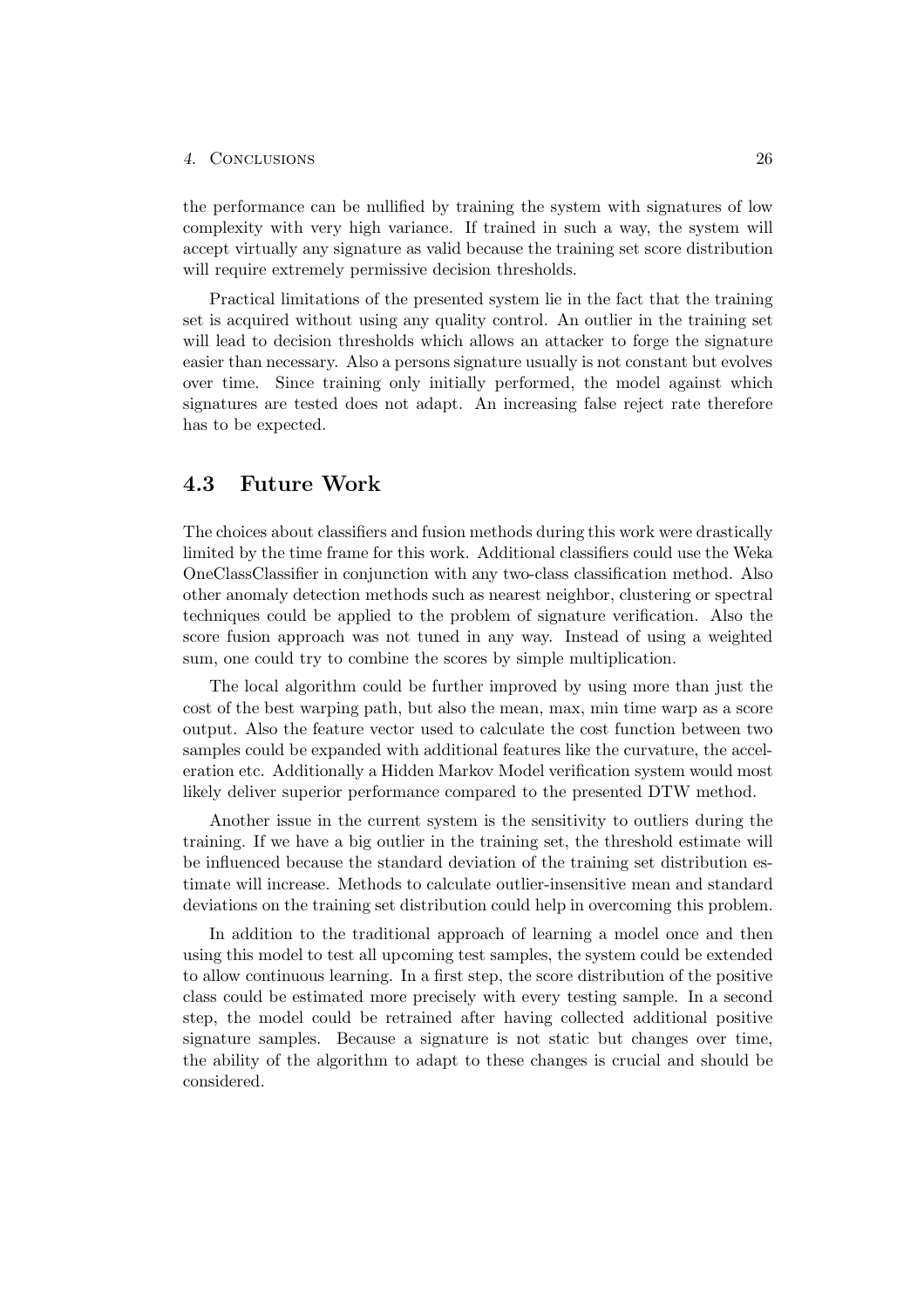the performance can be nullified by training the system with signatures of low complexity with very high variance. If trained in such a way, the system will accept virtually any signature as valid because the training set score distribution will require extremely permissive decision thresholds.

Practical limitations of the presented system lie in the fact that the training set is acquired without using any quality control. An outlier in the training set will lead to decision thresholds which allows an attacker to forge the signature easier than necessary. Also a persons signature usually is not constant but evolves over time. Since training only initially performed, the model against which signatures are tested does not adapt. An increasing false reject rate therefore has to be expected.

## 4.3 Future Work

The choices about classifiers and fusion methods during this work were drastically limited by the time frame for this work. Additional classifiers could use the Weka OneClassClassifier in conjunction with any two-class classification method. Also other anomaly detection methods such as nearest neighbor, clustering or spectral techniques could be applied to the problem of signature verification. Also the score fusion approach was not tuned in any way. Instead of using a weighted sum, one could try to combine the scores by simple multiplication.

The local algorithm could be further improved by using more than just the cost of the best warping path, but also the mean, max, min time warp as a score output. Also the feature vector used to calculate the cost function between two samples could be expanded with additional features like the curvature, the acceleration etc. Additionally a Hidden Markov Model verification system would most likely deliver superior performance compared to the presented DTW method.

Another issue in the current system is the sensitivity to outliers during the training. If we have a big outlier in the training set, the threshold estimate will be influenced because the standard deviation of the training set distribution estimate will increase. Methods to calculate outlier-insensitive mean and standard deviations on the training set distribution could help in overcoming this problem.

In addition to the traditional approach of learning a model once and then using this model to test all upcoming test samples, the system could be extended to allow continuous learning. In a first step, the score distribution of the positive class could be estimated more precisely with every testing sample. In a second step, the model could be retrained after having collected additional positive signature samples. Because a signature is not static but changes over time, the ability of the algorithm to adapt to these changes is crucial and should be considered.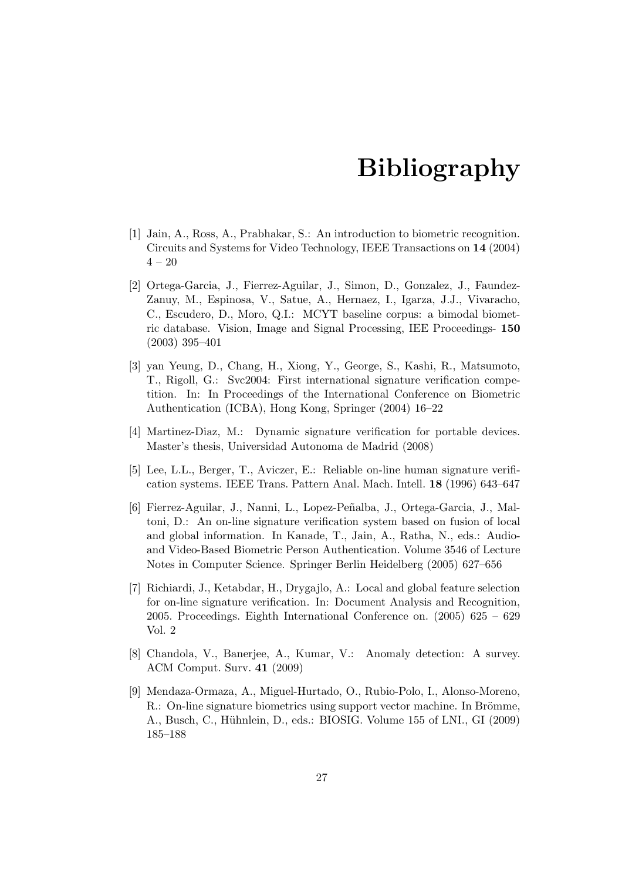# Bibliography

[1] Jain, A., Ross, A., Prabhakar, S.: An introduction to biometric recognition. Circuits and Systems for Video Technology, IEEE Transactions on **14** (2004) 4 – 20

[2] Ortega-Garcia, J., Fierrez-Aguilar, J., Simon, D., Gonzalez, J., Faundez-Zanuy, M., Espinosa, V., Satue, A., Hernaez, I., Igarza, J.J., Vivaracho, C., Escudero, D., Moro, Q.I.: MCYT baseline corpus: a bimodal biometric database. Vision, Image and Signal Processing, IEE Proceedings- **150** (2003) 395–401

[3] yan Yeung, D., Chang, H., Xiong, Y., George, S., Kashi, R., Matsumoto, T., Rigoll, G.: Svc2004: First international signature verification competition. In: In Proceedings of the International Conference on Biometric Authentication (ICBA), Hong Kong, Springer (2004) 16–22

[4] Martinez-Diaz, M.: Dynamic signature verification for portable devices. Master's thesis, Universidad Autonoma de Madrid (2008)

[5] Lee, L.L., Berger, T., Aviczer, E.: Reliable on-line human signature verification systems. IEEE Trans. Pattern Anal. Mach. Intell. **18** (1996) 643–647

[6] Fierrez-Aguilar, J., Nanni, L., Lopez-Peñalba, J., Ortega-Garcia, J., Maltoni, D.: An on-line signature verification system based on fusion of local and global information. In Kanade, T., Jain, A., Ratha, N., eds.: Audio- and Video-Based Biometric Person Authentication. Volume 3546 of Lecture Notes in Computer Science. Springer Berlin Heidelberg (2005) 627–656

[7] Richiardi, J., Ketabdar, H., Drygajlo, A.: Local and global feature selection for on-line signature verification. In: Document Analysis and Recognition, 2005. Proceedings. Eighth International Conference on. (2005) 625 – 629 Vol. 2

[8] Chandola, V., Banerjee, A., Kumar, V.: Anomaly detection: A survey. ACM Comput. Surv. **41** (2009)

[9] Mendaza-Ormaza, A., Miguel-Hurtado, O., Rubio-Polo, I., Alonso-Moreno, R.: On-line signature biometrics using support vector machine. In Brömme, A., Busch, C., Hühnlein, D., eds.: BIOSIG. Volume 155 of LNI., GI (2009) 185–188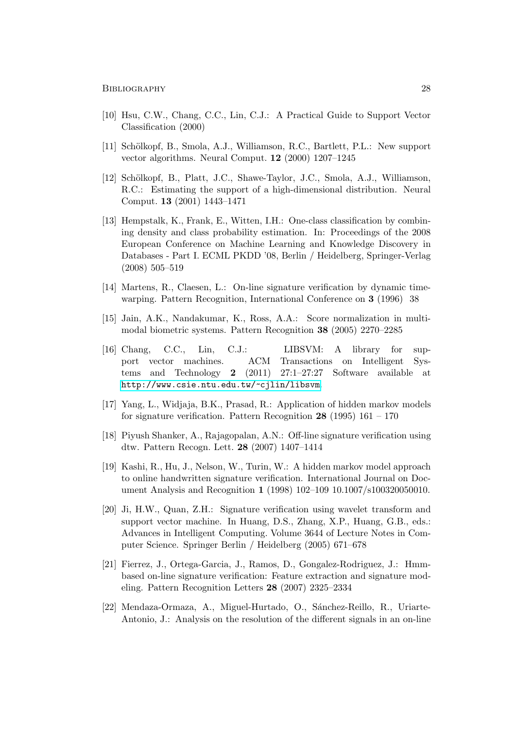[10] Hsu, C.W., Chang, C.C., Lin, C.J.: A Practical Guide to Support Vector Classification (2000)

[11] Schölkopf, B., Smola, A.J., Williamson, R.C., Bartlett, P.L.: New support vector algorithms. Neural Comput. **12** (2000) 1207–1245

[12] Schölkopf, B., Platt, J.C., Shawe-Taylor, J.C., Smola, A.J., Williamson, R.C.: Estimating the support of a high-dimensional distribution. Neural Comput. **13** (2001) 1443–1471

[13] Hempstalk, K., Frank, E., Witten, I.H.: One-class classification by combining density and class probability estimation. In: Proceedings of the 2008 European Conference on Machine Learning and Knowledge Discovery in Databases - Part I. ECML PKDD '08, Berlin / Heidelberg, Springer-Verlag (2008) 505–519

[14] Martens, R., Claesen, L.: On-line signature verification by dynamic time-warping. Pattern Recognition, International Conference on **3** (1996) 38

[15] Jain, A.K., Nandakumar, K., Ross, A.A.: Score normalization in multimodal biometric systems. Pattern Recognition **38** (2005) 2270–2285

[16] Chang, C.C., Lin, C.J.: LIBSVM: A library for support vector machines. ACM Transactions on Intelligent Systems and Technology **2** (2011) 27:1–27:27 Software available at http://www.csie.ntu.edu.tw/~cjlin/libsvm.

[17] Yang, L., Widjaja, B.K., Prasad, R.: Application of hidden markov models for signature verification. Pattern Recognition **28** (1995) 161 – 170

[18] Piyush Shanker, A., Rajagopalan, A.N.: Off-line signature verification using dtw. Pattern Recogn. Lett. **28** (2007) 1407–1414

[19] Kashi, R., Hu, J., Nelson, W., Turin, W.: A hidden markov model approach to online handwritten signature verification. International Journal on Document Analysis and Recognition **1** (1998) 102–109 10.1007/s100320050010.

[20] Ji, H.W., Quan, Z.H.: Signature verification using wavelet transform and support vector machine. In Huang, D.S., Zhang, X.P., Huang, G.B., eds.: Advances in Intelligent Computing. Volume 3644 of Lecture Notes in Computer Science. Springer Berlin / Heidelberg (2005) 671–678

[21] Fierrez, J., Ortega-Garcia, J., Ramos, D., Gongalez-Rodriguez, J.: Hmm-based on-line signature verification: Feature extraction and signature modeling. Pattern Recognition Letters **28** (2007) 2325–2334

[22] Mendaza-Ormaza, A., Miguel-Hurtado, O., Sánchez-Reillo, R., Uriarte-Antonio, J.: Analysis on the resolution of the different signals in an on-line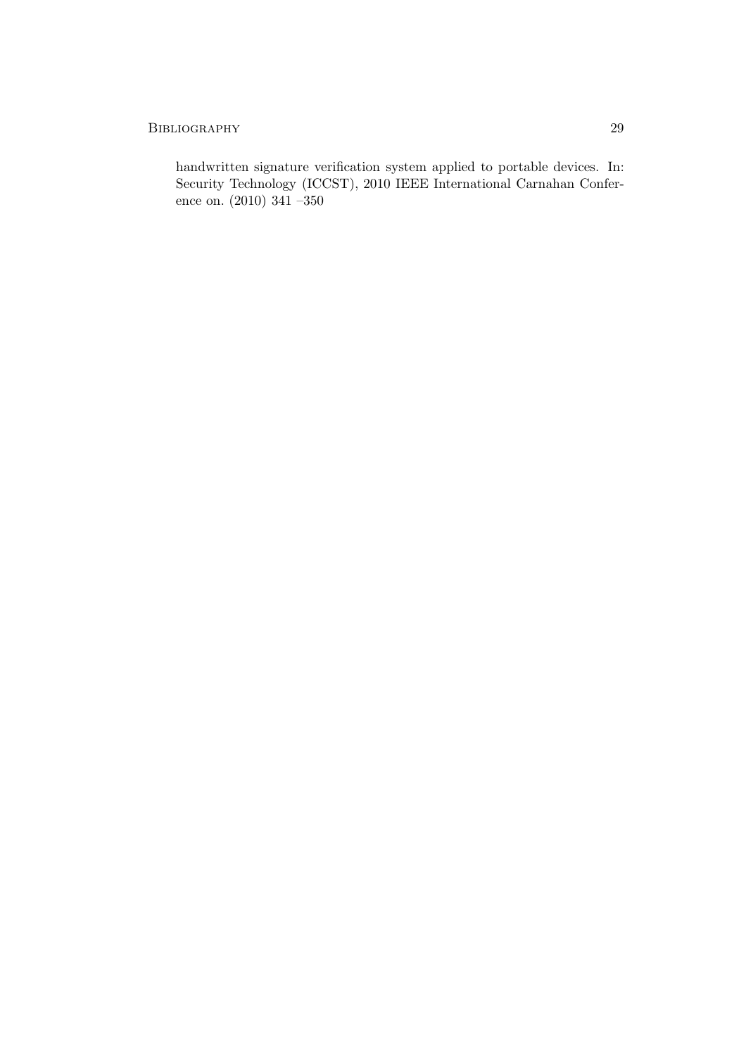handwritten signature verification system applied to portable devices. In: Security Technology (ICCST), 2010 IEEE International Carnahan Conference on. (2010) 341 –350